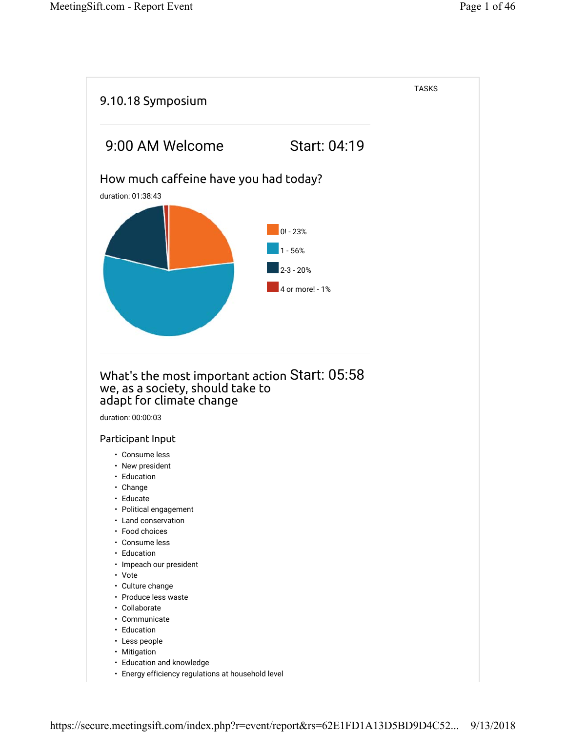TASKS

# 9.10.18 Symposium

## 9:00 AM Welcome Start: 04:19

### How much caffeine have you had today?

duration: 01:38:43

- 0! - 23%
- 1 - 56%
- 2-3 - 20%
- 4 or more! - 1%

### What's the most important action we, as a society, should take to adapt for climate change Start: 05:58

duration: 00:00:03

#### Participant Input

- Consume less
- New president
- Education
- Change
- Educate
- Political engagement
- Land conservation
- Food choices
- Consume less
- Education
- Impeach our president
- Vote
- Culture change
- Produce less waste
- Collaborate
- Communicate
- Education
- Less people
- Mitigation
- Education and knowledge
- Energy efficiency regulations at household level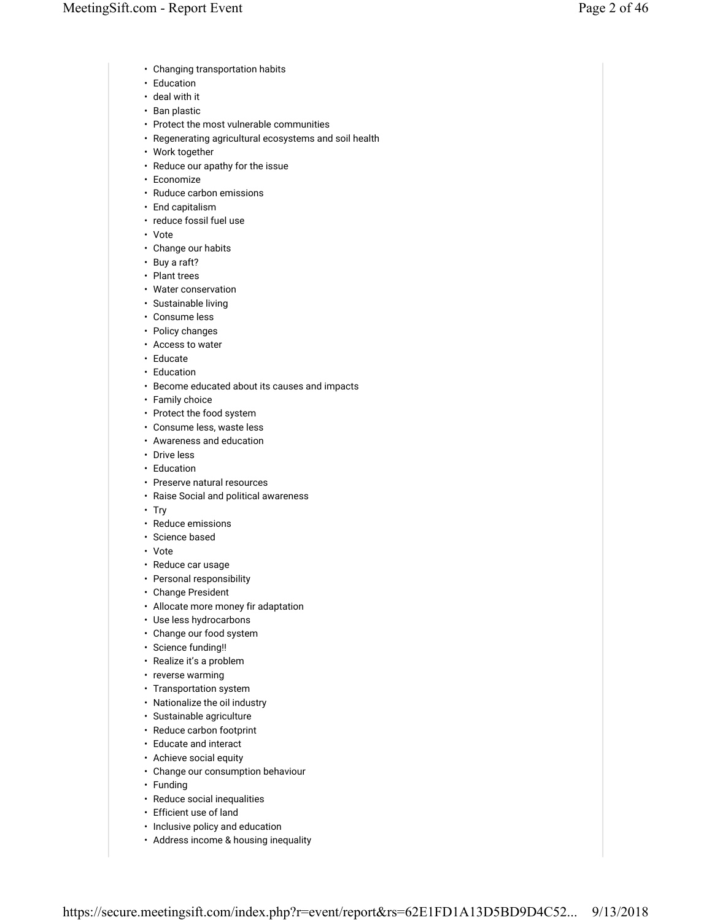- Changing transportation habits
- Education
- deal with it
- Ban plastic
- Protect the most vulnerable communities
- Regenerating agricultural ecosystems and soil health
- Work together
- Reduce our apathy for the issue
- Economize
- Ruduce carbon emissions
- End capitalism
- reduce fossil fuel use
- Vote
- Change our habits
- Buy a raft?
- Plant trees
- Water conservation
- Sustainable living
- Consume less
- Policy changes
- Access to water
- Educate
- Education
- Become educated about its causes and impacts
- Family choice
- Protect the food system
- Consume less, waste less
- Awareness and education
- Drive less
- Education
- Preserve natural resources
- Raise Social and political awareness
- Try
- Reduce emissions
- Science based
- Vote
- Reduce car usage
- Personal responsibility
- Change President
- Allocate more money fir adaptation
- Use less hydrocarbons
- Change our food system
- Science funding!!
- Realize it's a problem
- reverse warming
- Transportation system
- Nationalize the oil industry
- Sustainable agriculture
- Reduce carbon footprint
- Educate and interact
- Achieve social equity
- Change our consumption behaviour
- Funding
- Reduce social inequalities
- Efficient use of land
- Inclusive policy and education
- Address income & housing inequality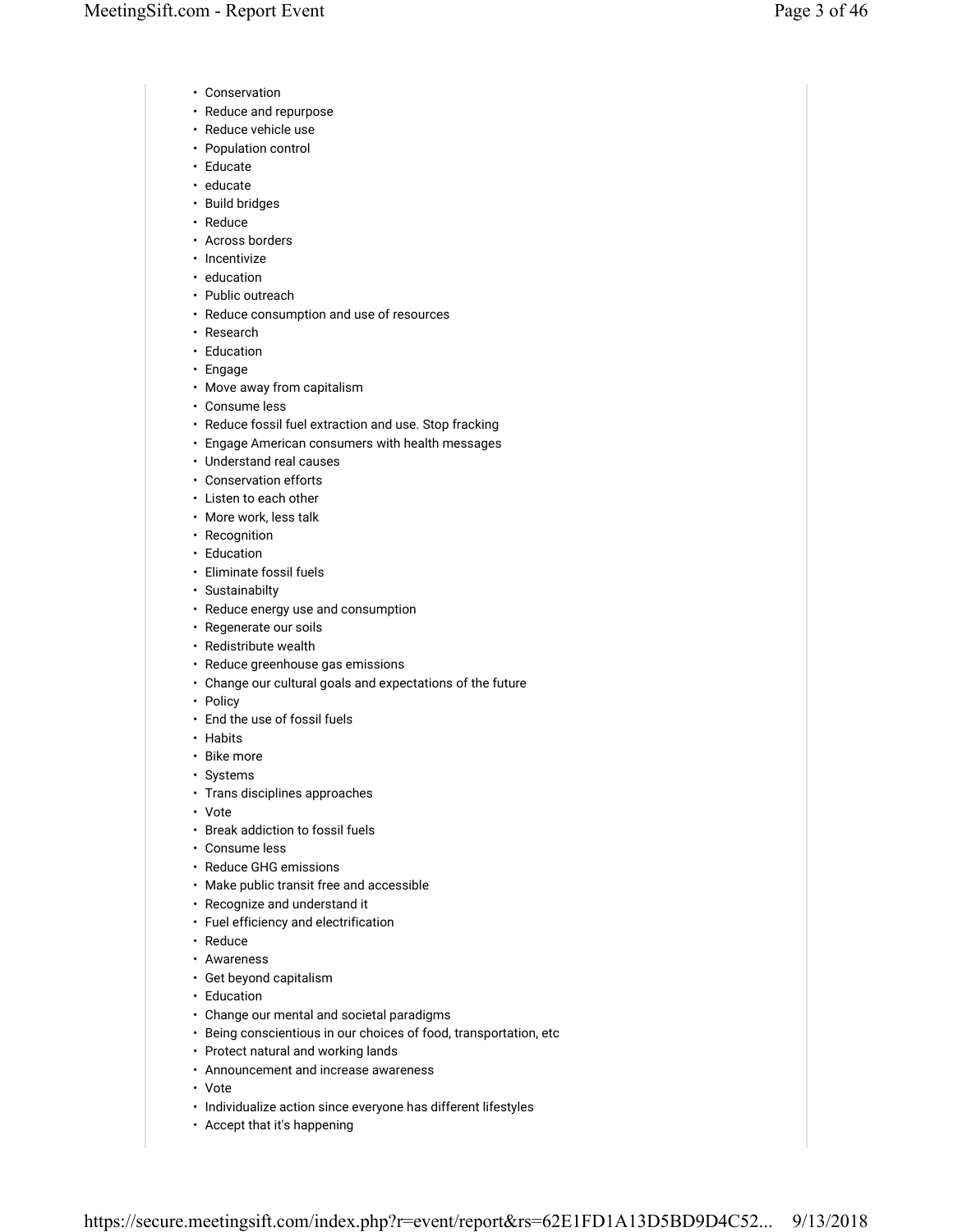- Conservation
- Reduce and repurpose
- Reduce vehicle use
- Population control
- Educate
- educate
- Build bridges
- Reduce
- Across borders
- Incentivize
- education
- Public outreach
- Reduce consumption and use of resources
- Research
- Education
- Engage
- Move away from capitalism
- Consume less
- Reduce fossil fuel extraction and use. Stop fracking
- Engage American consumers with health messages
- Understand real causes
- Conservation efforts
- Listen to each other
- More work, less talk
- Recognition
- Education
- Eliminate fossil fuels
- Sustainabilty
- Reduce energy use and consumption
- Regenerate our soils
- Redistribute wealth
- Reduce greenhouse gas emissions
- Change our cultural goals and expectations of the future
- Policy
- End the use of fossil fuels
- Habits
- Bike more
- Systems
- Trans disciplines approaches
- Vote
- Break addiction to fossil fuels
- Consume less
- Reduce GHG emissions
- Make public transit free and accessible
- Recognize and understand it
- Fuel efficiency and electrification
- Reduce
- Awareness
- Get beyond capitalism
- Education
- Change our mental and societal paradigms
- Being conscientious in our choices of food, transportation, etc
- Protect natural and working lands
- Announcement and increase awareness
- Vote
- Individualize action since everyone has different lifestyles
- Accept that it's happening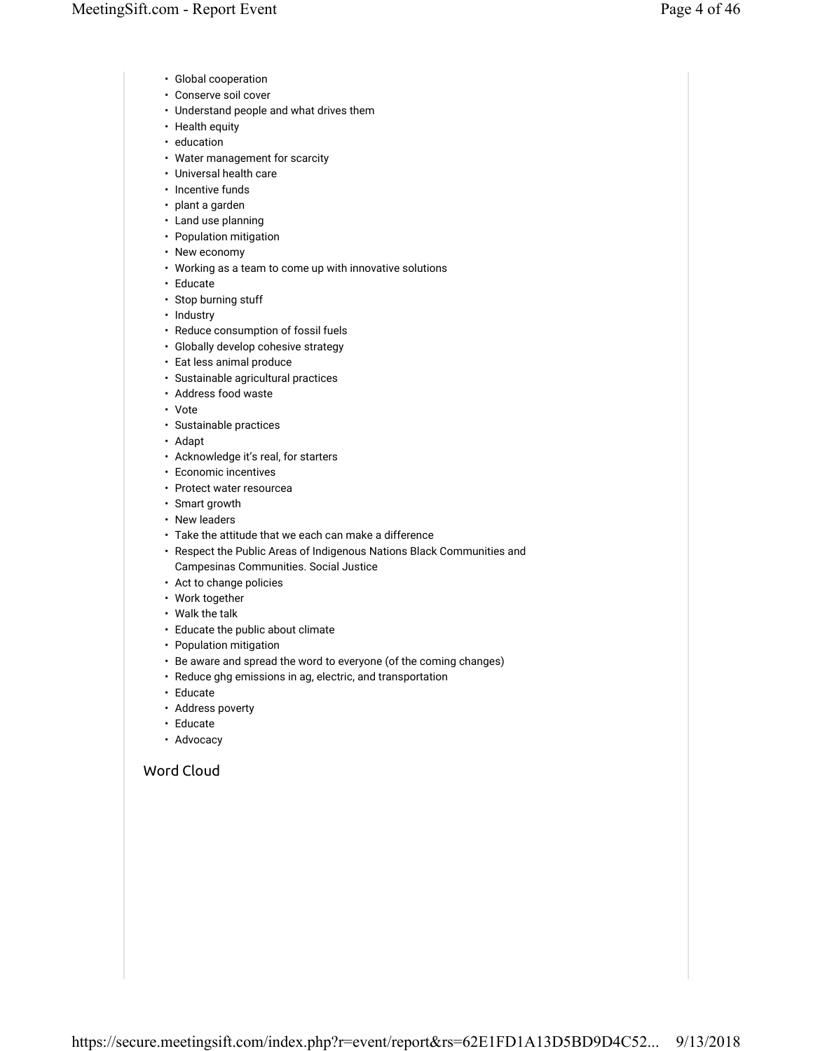- Global cooperation
- Conserve soil cover
- Understand people and what drives them
- Health equity
- education
- Water management for scarcity
- Universal health care
- Incentive funds
- plant a garden
- Land use planning
- Population mitigation
- New economy
- Working as a team to come up with innovative solutions
- Educate
- Stop burning stuff
- Industry
- Reduce consumption of fossil fuels
- Globally develop cohesive strategy
- Eat less animal produce
- Sustainable agricultural practices
- Address food waste
- Vote
- Sustainable practices
- Adapt
- Acknowledge it's real, for starters
- Economic incentives
- Protect water resourcea
- Smart growth
- New leaders
- Take the attitude that we each can make a difference
- Respect the Public Areas of Indigenous Nations Black Communities and Campesinas Communities. Social Justice
- Act to change policies
- Work together
- Walk the talk
- Educate the public about climate
- Population mitigation
- Be aware and spread the word to everyone (of the coming changes)
- Reduce ghg emissions in ag, electric, and transportation
- Educate
- Address poverty
- Educate
- Advocacy

## Word Cloud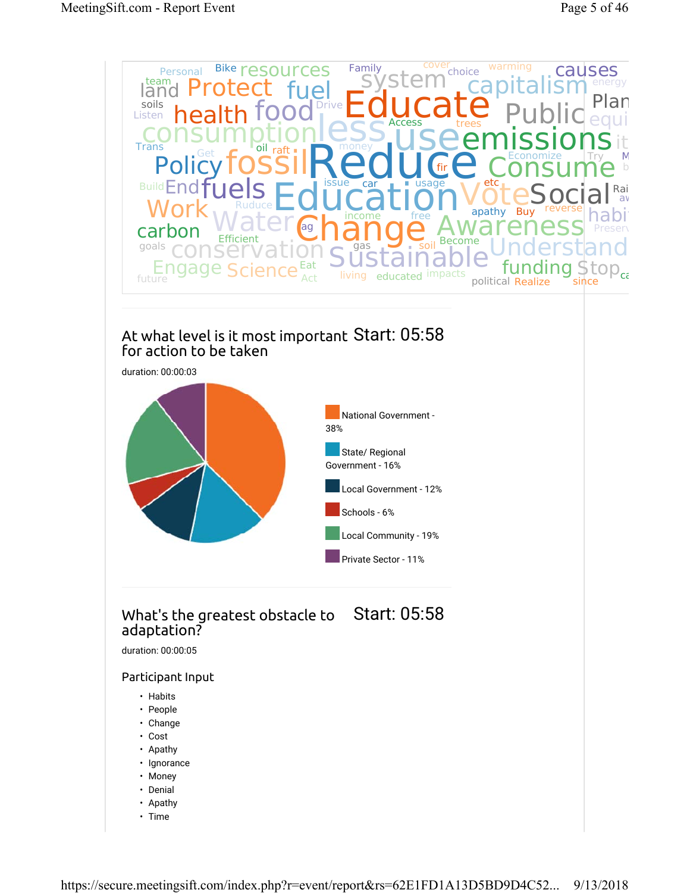At what level is it most important for action to be taken

Start: 05:58

duration: 00:00:03

- National Government - 38%
- State/ Regional Government - 16%
- Local Government - 12%
- Schools - 6%
- Local Community - 19%
- Private Sector - 11%

What's the greatest obstacle to adaptation?

Start: 05:58

duration: 00:00:05

Participant Input

- Habits
- People
- Change
- Cost
- Apathy
- Ignorance
- Money
- Denial
- Apathy
- Time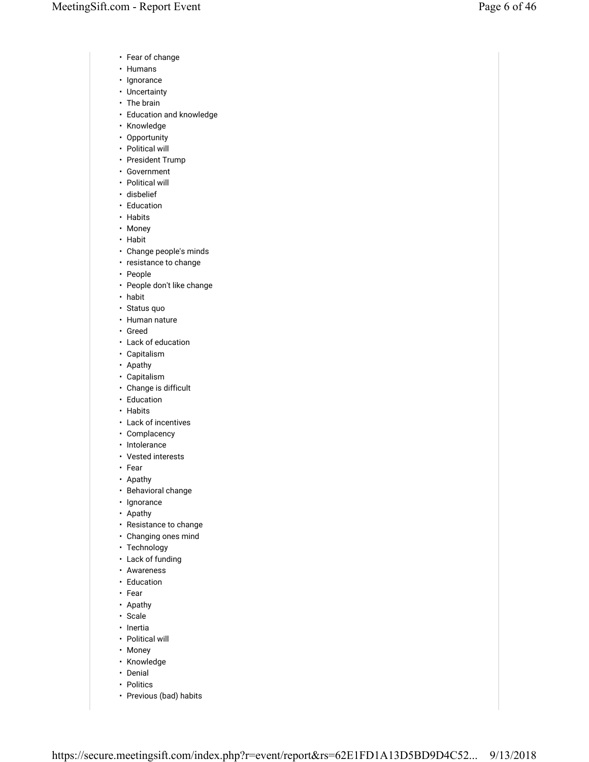- Fear of change
- Humans
- Ignorance
- Uncertainty
- The brain
- Education and knowledge
- Knowledge
- Opportunity
- Political will
- President Trump
- Government
- Political will
- disbelief
- Education
- Habits
- Money
- Habit
- Change people's minds
- resistance to change
- People
- People don't like change
- habit
- Status quo
- Human nature
- Greed
- Lack of education
- Capitalism
- Apathy
- Capitalism
- Change is difficult
- Education
- Habits
- Lack of incentives
- Complacency
- Intolerance
- Vested interests
- Fear
- Apathy
- Behavioral change
- Ignorance
- Apathy
- Resistance to change
- Changing ones mind
- Technology
- Lack of funding
- Awareness
- Education
- Fear
- Apathy
- Scale
- Inertia
- Political will
- Money
- Knowledge
- Denial
- Politics
- Previous (bad) habits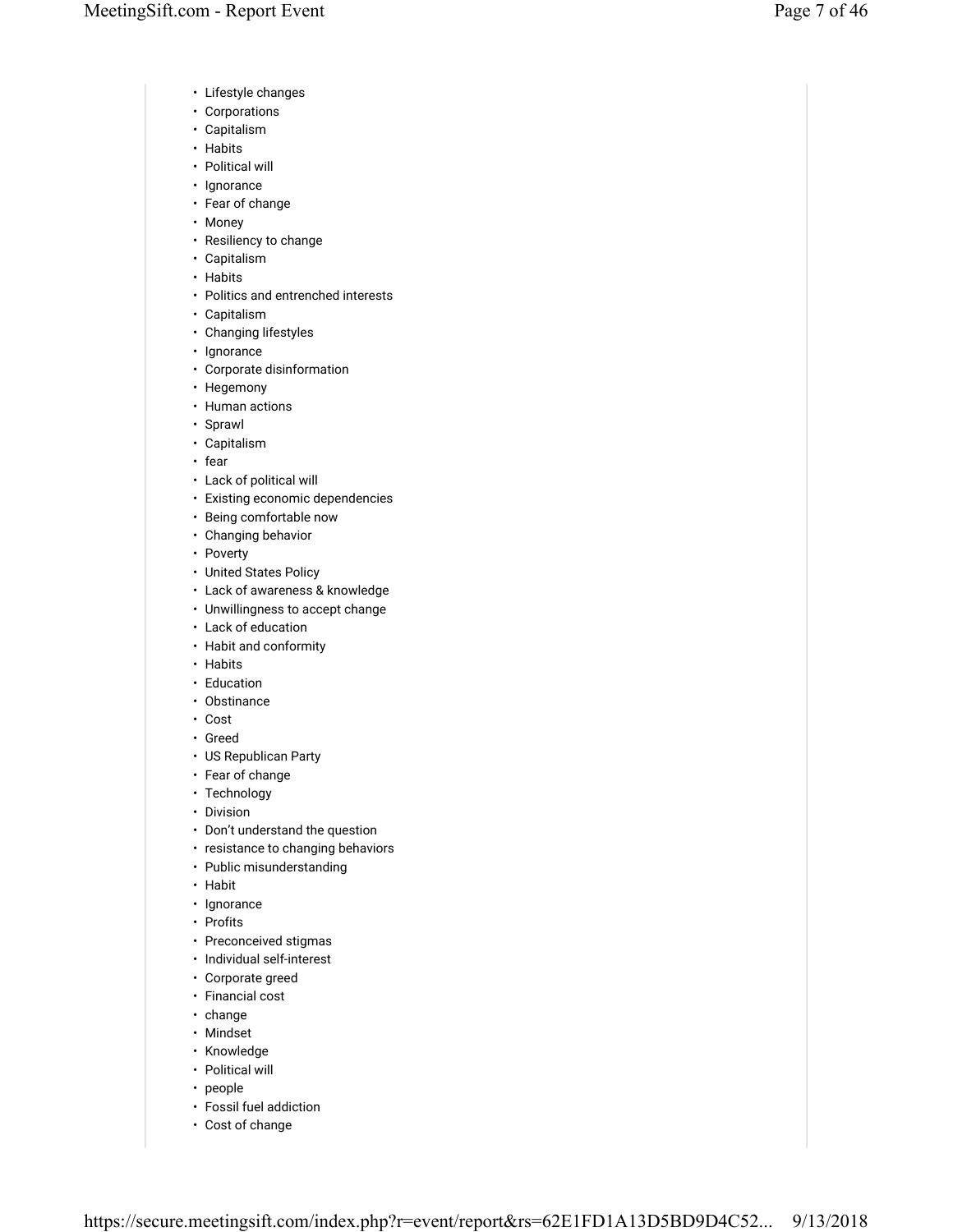- Lifestyle changes
- Corporations
- Capitalism
- Habits
- Political will
- Ignorance
- Fear of change
- Money
- Resiliency to change
- Capitalism
- Habits
- Politics and entrenched interests
- Capitalism
- Changing lifestyles
- Ignorance
- Corporate disinformation
- Hegemony
- Human actions
- Sprawl
- Capitalism
- fear
- Lack of political will
- Existing economic dependencies
- Being comfortable now
- Changing behavior
- Poverty
- United States Policy
- Lack of awareness & knowledge
- Unwillingness to accept change
- Lack of education
- Habit and conformity
- Habits
- Education
- Obstinance
- Cost
- Greed
- US Republican Party
- Fear of change
- Technology
- Division
- Don't understand the question
- resistance to changing behaviors
- Public misunderstanding
- Habit
- Ignorance
- Profits
- Preconceived stigmas
- Individual self-interest
- Corporate greed
- Financial cost
- change
- Mindset
- Knowledge
- Political will
- people
- Fossil fuel addiction
- Cost of change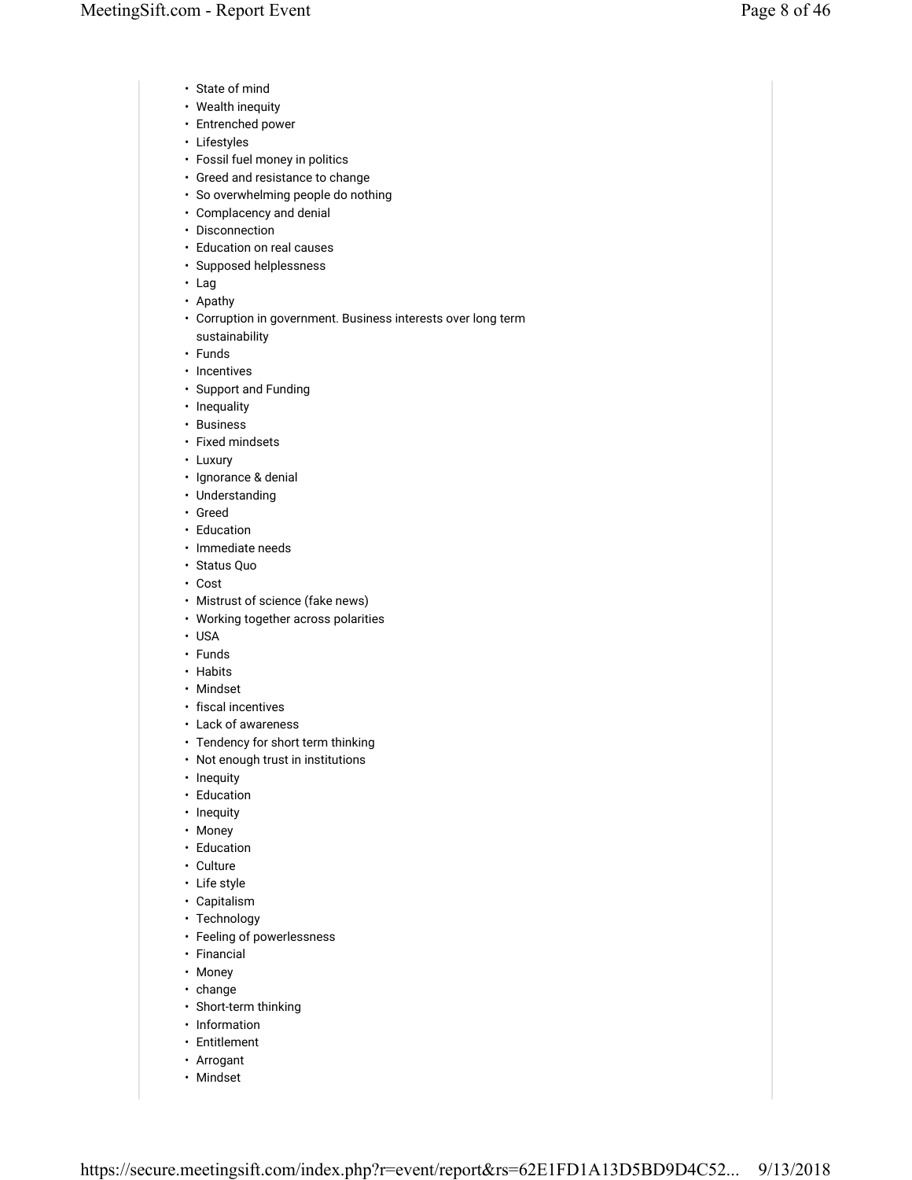- State of mind
- Wealth inequity
- Entrenched power
- Lifestyles
- Fossil fuel money in politics
- Greed and resistance to change
- So overwhelming people do nothing
- Complacency and denial
- Disconnection
- Education on real causes
- Supposed helplessness
- Lag
- Apathy
- Corruption in government. Business interests over long term sustainability
- Funds
- Incentives
- Support and Funding
- Inequality
- Business
- Fixed mindsets
- Luxury
- Ignorance & denial
- Understanding
- Greed
- Education
- Immediate needs
- Status Quo
- Cost
- Mistrust of science (fake news)
- Working together across polarities
- USA
- Funds
- Habits
- Mindset
- fiscal incentives
- Lack of awareness
- Tendency for short term thinking
- Not enough trust in institutions
- Inequity
- Education
- Inequity
- Money
- Education
- Culture
- Life style
- Capitalism
- Technology
- Feeling of powerlessness
- Financial
- Money
- change
- Short-term thinking
- Information
- Entitlement
- Arrogant
- Mindset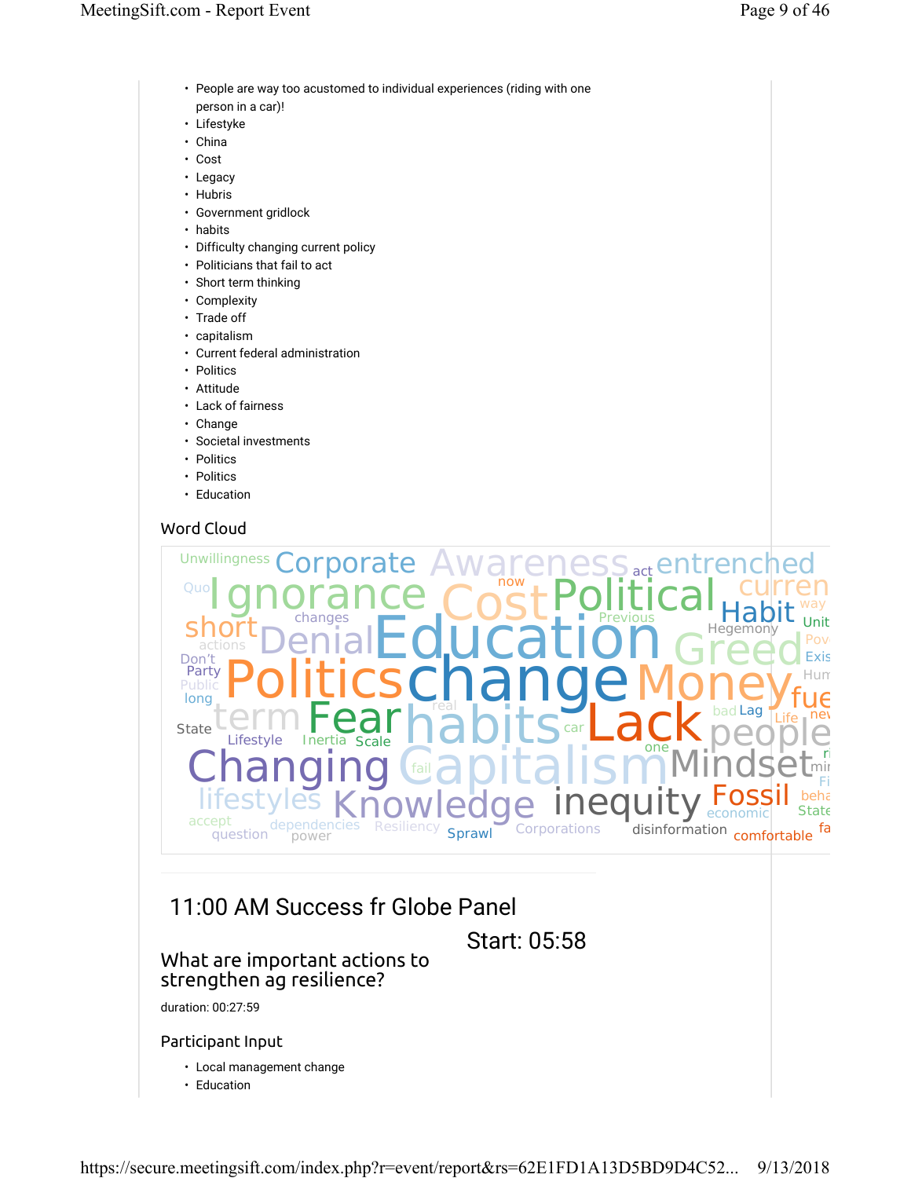- People are way too acustomed to individual experiences (riding with one person in a car)!
- Lifestyke
- China
- Cost
- Legacy
- Hubris
- Government gridlock
- habits
- Difficulty changing current policy
- Politicians that fail to act
- Short term thinking
- Complexity
- Trade off
- capitalism
- Current federal administration
- Politics
- Attitude
- Lack of fairness
- Change
- Societal investments
- Politics
- Politics
- Education

## Word Cloud

Unwillingness Corporate Awareness act entrenched Quo Ignorance now Cost Political curren way changes Previous Habit short Hegemony Unit actions Denial Education Greed Pov Don't Exis Party Hum Public Politics change Money long fue bad Lag Life nev State term Fear real habits car Lack people Lifestyle Inertia Scale one Changing fail Capitalism Mindset mir Fi lifestyles Knowledge inequity Fossil beha accept economic State dependencies Resiliency fa question power Sprawl Corporations disinformation comfortable

## 11:00 AM Success fr Globe Panel

Start: 05:58

### What are important actions to strengthen ag resilience?

duration: 00:27:59

### Participant Input

- Local management change
- Education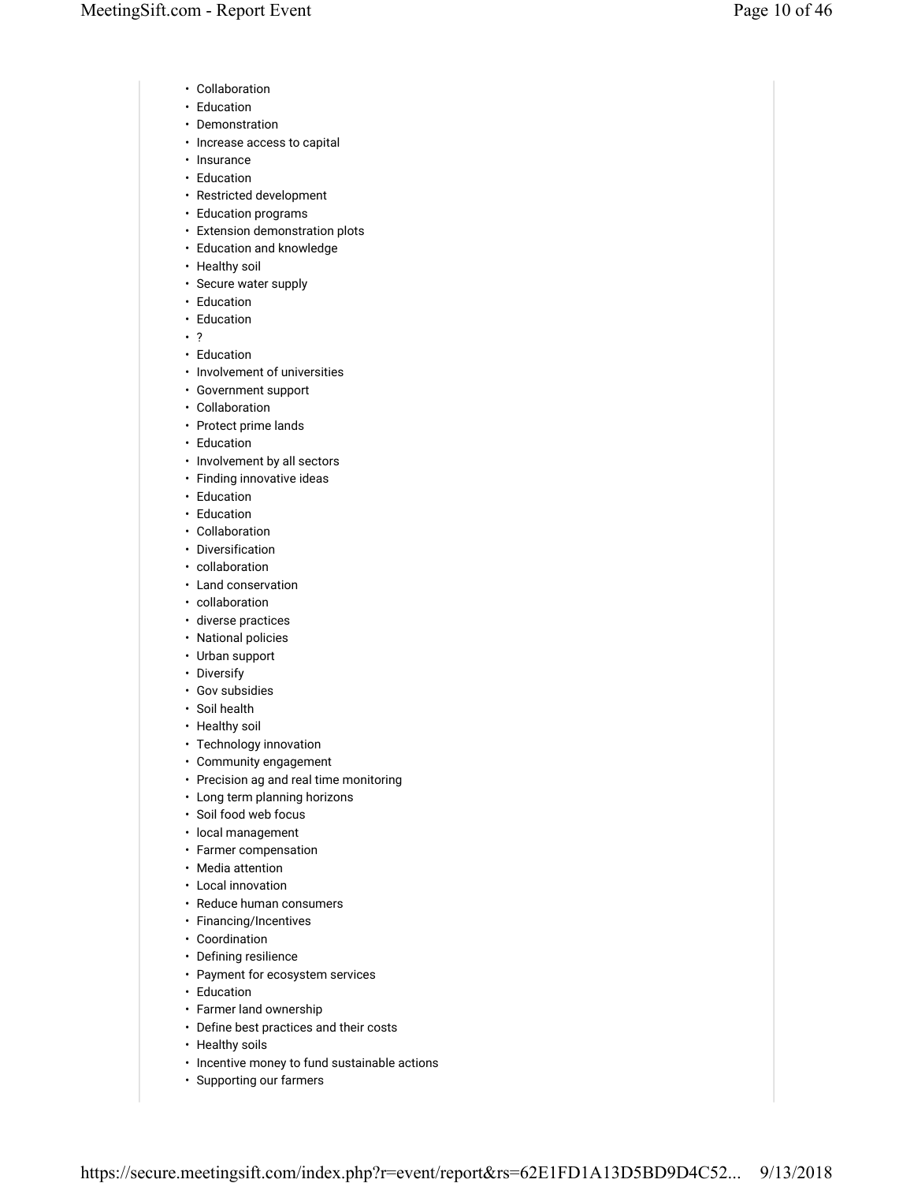- Collaboration
- Education
- Demonstration
- Increase access to capital
- Insurance
- Education
- Restricted development
- Education programs
- Extension demonstration plots
- Education and knowledge
- Healthy soil
- Secure water supply
- Education
- Education
- ?
- Education
- Involvement of universities
- Government support
- Collaboration
- Protect prime lands
- Education
- Involvement by all sectors
- Finding innovative ideas
- Education
- Education
- Collaboration
- Diversification
- collaboration
- Land conservation
- collaboration
- diverse practices
- National policies
- Urban support
- Diversify
- Gov subsidies
- Soil health
- Healthy soil
- Technology innovation
- Community engagement
- Precision ag and real time monitoring
- Long term planning horizons
- Soil food web focus
- local management
- Farmer compensation
- Media attention
- Local innovation
- Reduce human consumers
- Financing/Incentives
- Coordination
- Defining resilience
- Payment for ecosystem services
- Education
- Farmer land ownership
- Define best practices and their costs
- Healthy soils
- Incentive money to fund sustainable actions
- Supporting our farmers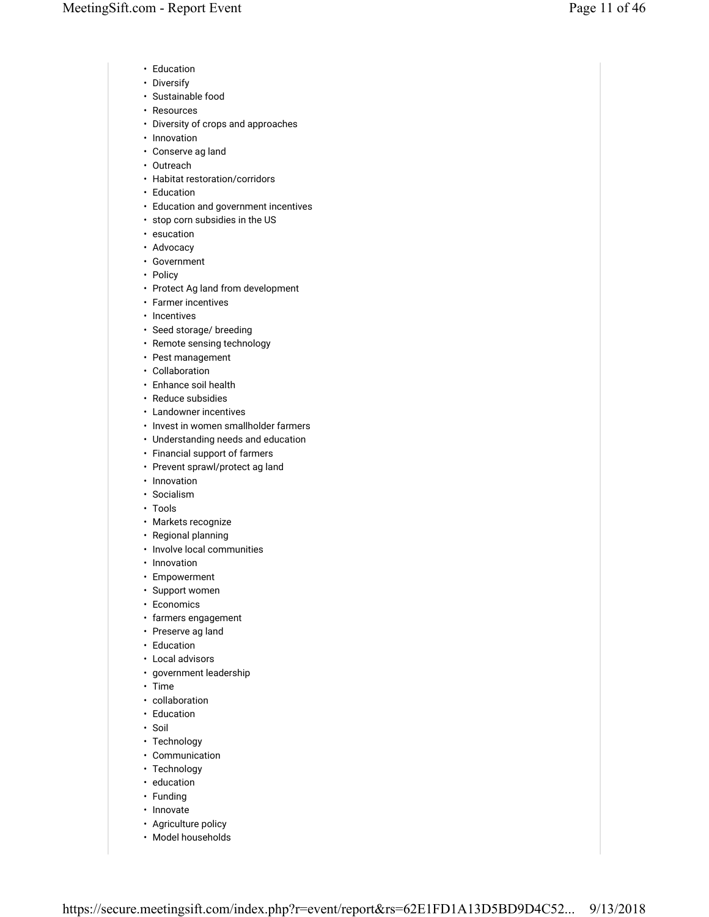- Education
- Diversify
- Sustainable food
- Resources
- Diversity of crops and approaches
- Innovation
- Conserve ag land
- Outreach
- Habitat restoration/corridors
- Education
- Education and government incentives
- stop corn subsidies in the US
- esucation
- Advocacy
- Government
- Policy
- Protect Ag land from development
- Farmer incentives
- Incentives
- Seed storage/ breeding
- Remote sensing technology
- Pest management
- Collaboration
- Enhance soil health
- Reduce subsidies
- Landowner incentives
- Invest in women smallholder farmers
- Understanding needs and education
- Financial support of farmers
- Prevent sprawl/protect ag land
- Innovation
- Socialism
- Tools
- Markets recognize
- Regional planning
- Involve local communities
- Innovation
- Empowerment
- Support women
- Economics
- farmers engagement
- Preserve ag land
- Education
- Local advisors
- government leadership
- Time
- collaboration
- Education
- Soil
- Technology
- Communication
- Technology
- education
- Funding
- Innovate
- Agriculture policy
- Model households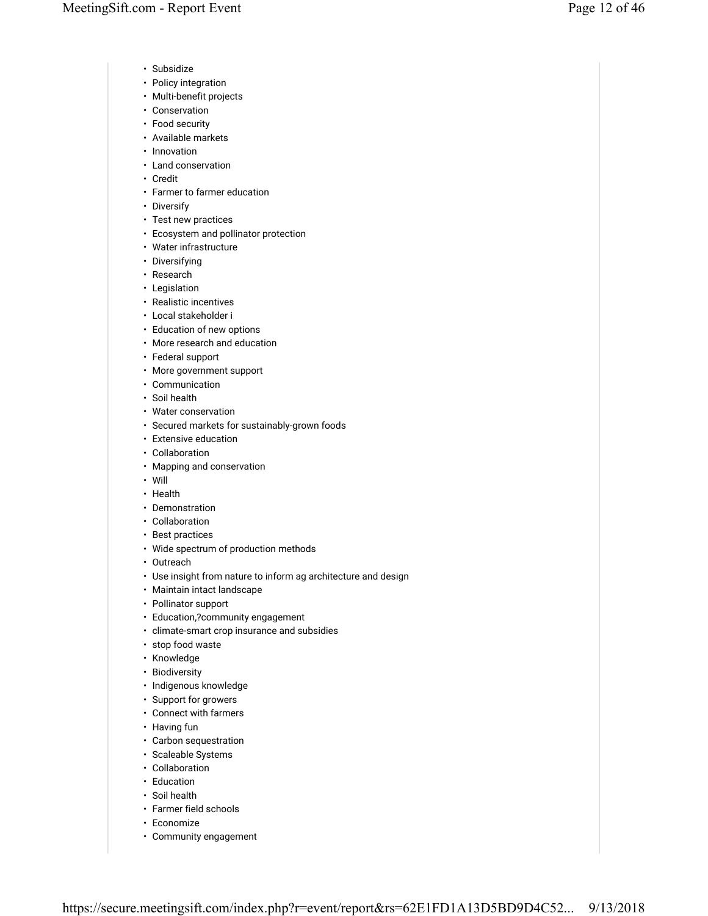- Subsidize
- Policy integration
- Multi-benefit projects
- Conservation
- Food security
- Available markets
- Innovation
- Land conservation
- Credit
- Farmer to farmer education
- Diversify
- Test new practices
- Ecosystem and pollinator protection
- Water infrastructure
- Diversifying
- Research
- Legislation
- Realistic incentives
- Local stakeholder i
- Education of new options
- More research and education
- Federal support
- More government support
- Communication
- Soil health
- Water conservation
- Secured markets for sustainably-grown foods
- Extensive education
- Collaboration
- Mapping and conservation
- Will
- Health
- Demonstration
- Collaboration
- Best practices
- Wide spectrum of production methods
- Outreach
- Use insight from nature to inform ag architecture and design
- Maintain intact landscape
- Pollinator support
- Education,?community engagement
- climate-smart crop insurance and subsidies
- stop food waste
- Knowledge
- Biodiversity
- Indigenous knowledge
- Support for growers
- Connect with farmers
- Having fun
- Carbon sequestration
- Scaleable Systems
- Collaboration
- Education
- Soil health
- Farmer field schools
- Economize
- Community engagement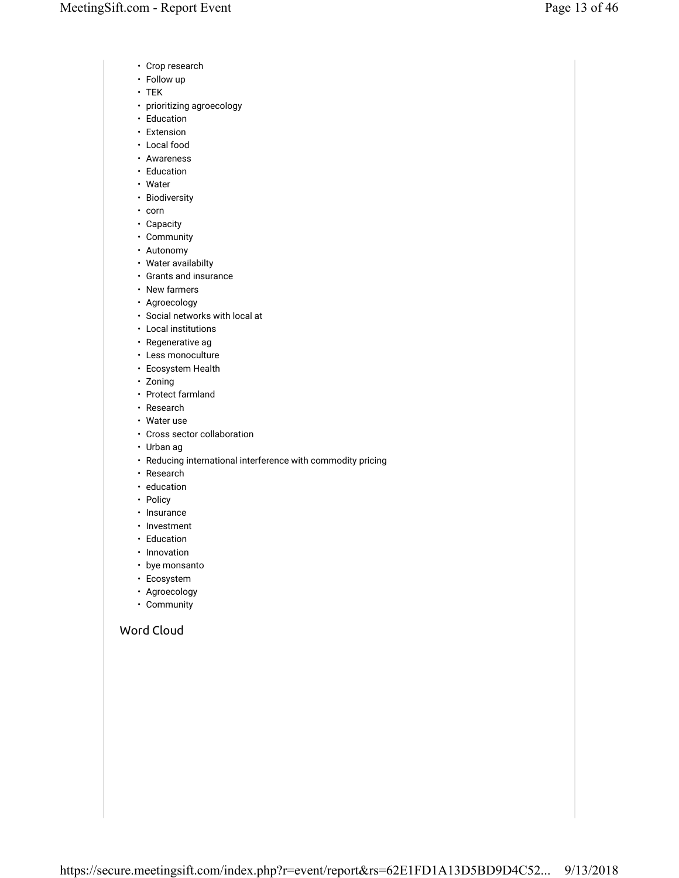- Crop research
- Follow up
- TEK
- prioritizing agroecology
- Education
- Extension
- Local food
- Awareness
- Education
- Water
- Biodiversity
- corn
- Capacity
- Community
- Autonomy
- Water availabilty
- Grants and insurance
- New farmers
- Agroecology
- Social networks with local at
- Local institutions
- Regenerative ag
- Less monoculture
- Ecosystem Health
- Zoning
- Protect farmland
- Research
- Water use
- Cross sector collaboration
- Urban ag
- Reducing international interference with commodity pricing
- Research
- education
- Policy
- Insurance
- Investment
- Education
- Innovation
- bye monsanto
- Ecosystem
- Agroecology
- Community

## Word Cloud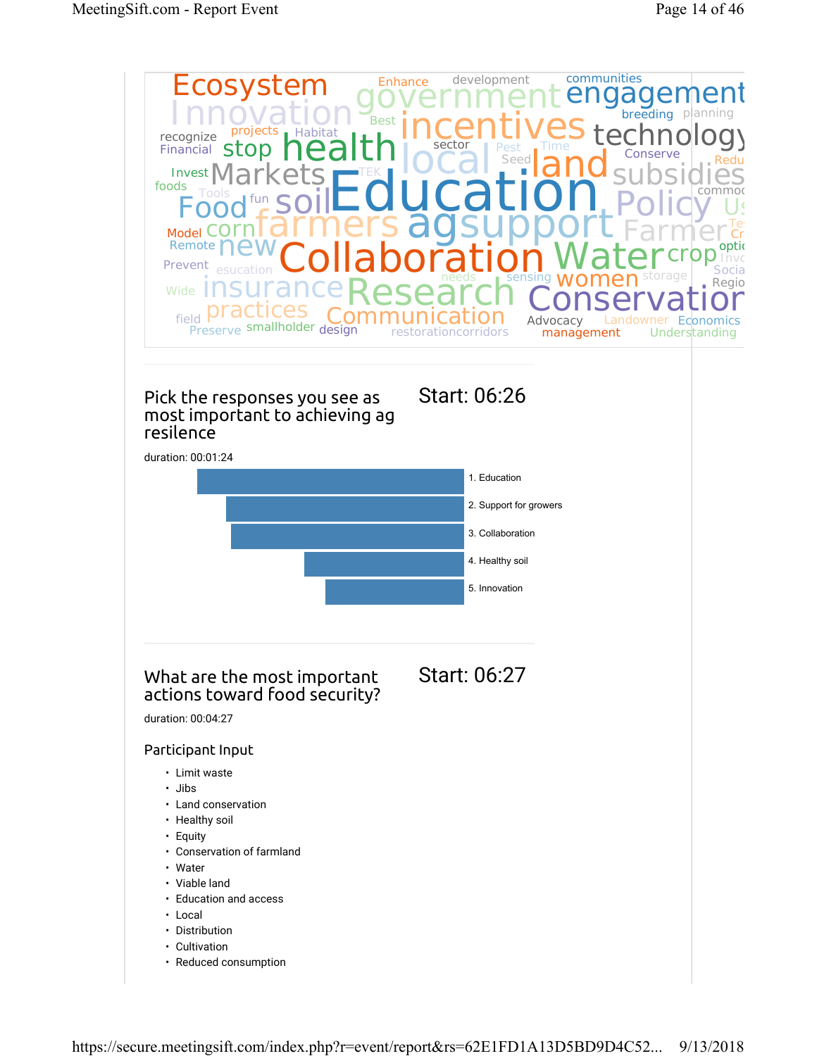Ecosystem Enhance development communities government engagement Innovation Best breeding planning recognize projects Habitat incentives technology Financial stop health sector Pest Time Conserve Redu local Seed land subsidies Invest Markets TEK foods Tools fun commo Food soil Education Policy Us Model corn farmers agsupport Farmer Te Cr Remote new opti Collaboration Water crop Invo Prevent esucation needs sensing women storage Socia Wide insurance Research Regio Conservation field practices Communication Advocacy Landowner Economics Preserve smallholder design restorationcorridors management Understanding

## Pick the responses you see as most important to achieving ag resilence

Start: 06:26

duration: 00:01:24

1. Education
2. Support for growers
3. Collaboration
4. Healthy soil
5. Innovation

## What are the most important actions toward food security?

Start: 06:27

duration: 00:04:27

### Participant Input

- Limit waste
- Jibs
- Land conservation
- Healthy soil
- Equity
- Conservation of farmland
- Water
- Viable land
- Education and access
- Local
- Distribution
- Cultivation
- Reduced consumption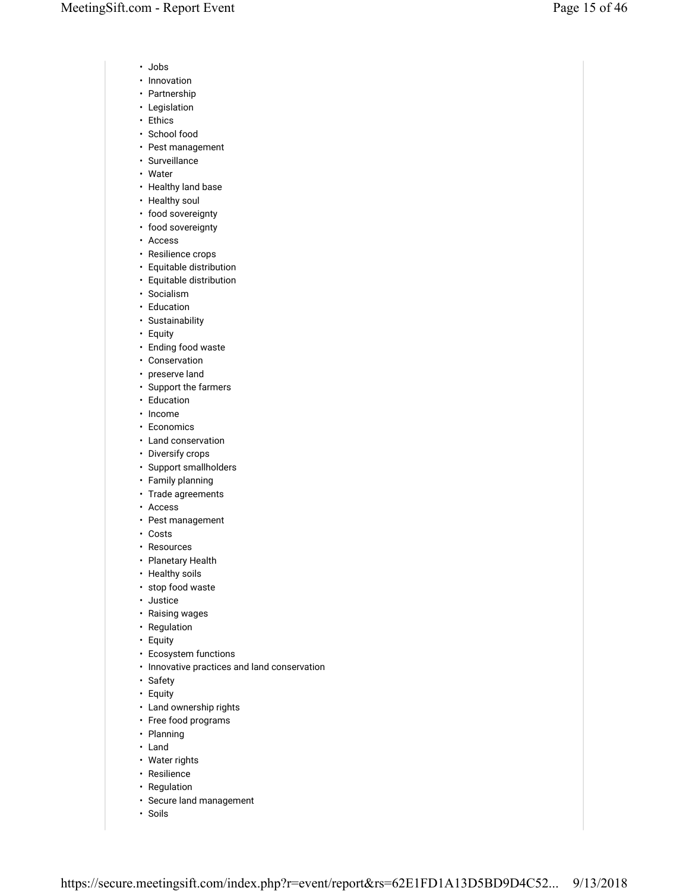- Jobs
- Innovation
- Partnership
- Legislation
- Ethics
- School food
- Pest management
- Surveillance
- Water
- Healthy land base
- Healthy soul
- food sovereignty
- food sovereignty
- Access
- Resilience crops
- Equitable distribution
- Equitable distribution
- Socialism
- Education
- Sustainability
- Equity
- Ending food waste
- Conservation
- preserve land
- Support the farmers
- Education
- Income
- Economics
- Land conservation
- Diversify crops
- Support smallholders
- Family planning
- Trade agreements
- Access
- Pest management
- Costs
- Resources
- Planetary Health
- Healthy soils
- stop food waste
- Justice
- Raising wages
- Regulation
- Equity
- Ecosystem functions
- Innovative practices and land conservation
- Safety
- Equity
- Land ownership rights
- Free food programs
- Planning
- Land
- Water rights
- Resilience
- Regulation
- Secure land management
- Soils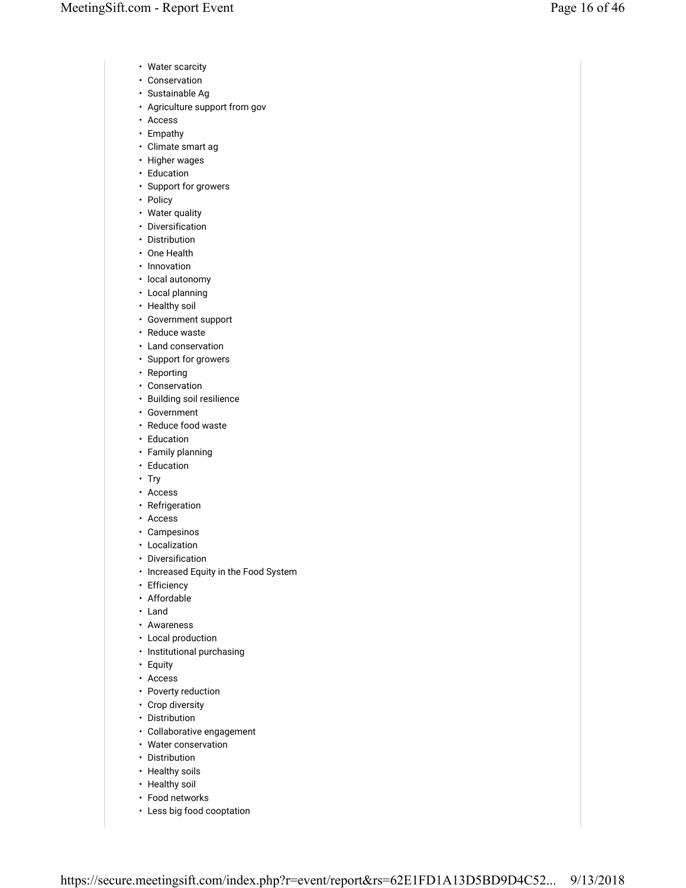- Water scarcity
- Conservation
- Sustainable Ag
- Agriculture support from gov
- Access
- Empathy
- Climate smart ag
- Higher wages
- Education
- Support for growers
- Policy
- Water quality
- Diversification
- Distribution
- One Health
- Innovation
- local autonomy
- Local planning
- Healthy soil
- Government support
- Reduce waste
- Land conservation
- Support for growers
- Reporting
- Conservation
- Building soil resilience
- Government
- Reduce food waste
- Education
- Family planning
- Education
- Try
- Access
- Refrigeration
- Access
- Campesinos
- Localization
- Diversification
- Increased Equity in the Food System
- Efficiency
- Affordable
- Land
- Awareness
- Local production
- Institutional purchasing
- Equity
- Access
- Poverty reduction
- Crop diversity
- Distribution
- Collaborative engagement
- Water conservation
- Distribution
- Healthy soils
- Healthy soil
- Food networks
- Less big food cooptation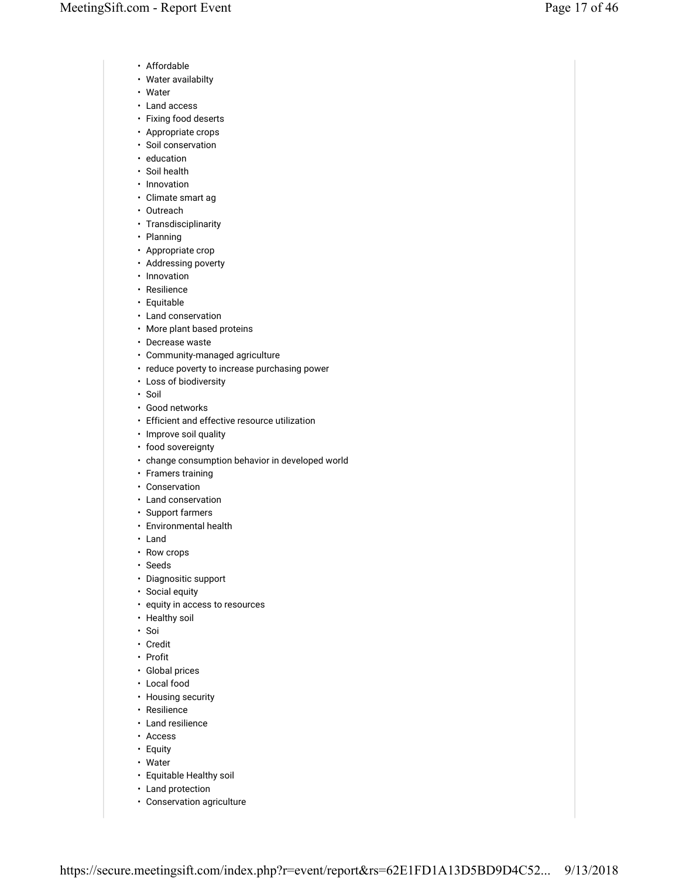- Affordable
- Water availabilty
- Water
- Land access
- Fixing food deserts
- Appropriate crops
- Soil conservation
- education
- Soil health
- Innovation
- Climate smart ag
- Outreach
- Transdisciplinarity
- Planning
- Appropriate crop
- Addressing poverty
- Innovation
- Resilience
- Equitable
- Land conservation
- More plant based proteins
- Decrease waste
- Community-managed agriculture
- reduce poverty to increase purchasing power
- Loss of biodiversity
- Soil
- Good networks
- Efficient and effective resource utilization
- Improve soil quality
- food sovereignty
- change consumption behavior in developed world
- Framers training
- Conservation
- Land conservation
- Support farmers
- Environmental health
- Land
- Row crops
- Seeds
- Diagnositic support
- Social equity
- equity in access to resources
- Healthy soil
- Soi
- Credit
- Profit
- Global prices
- Local food
- Housing security
- Resilience
- Land resilience
- Access
- Equity
- Water
- Equitable Healthy soil
- Land protection
- Conservation agriculture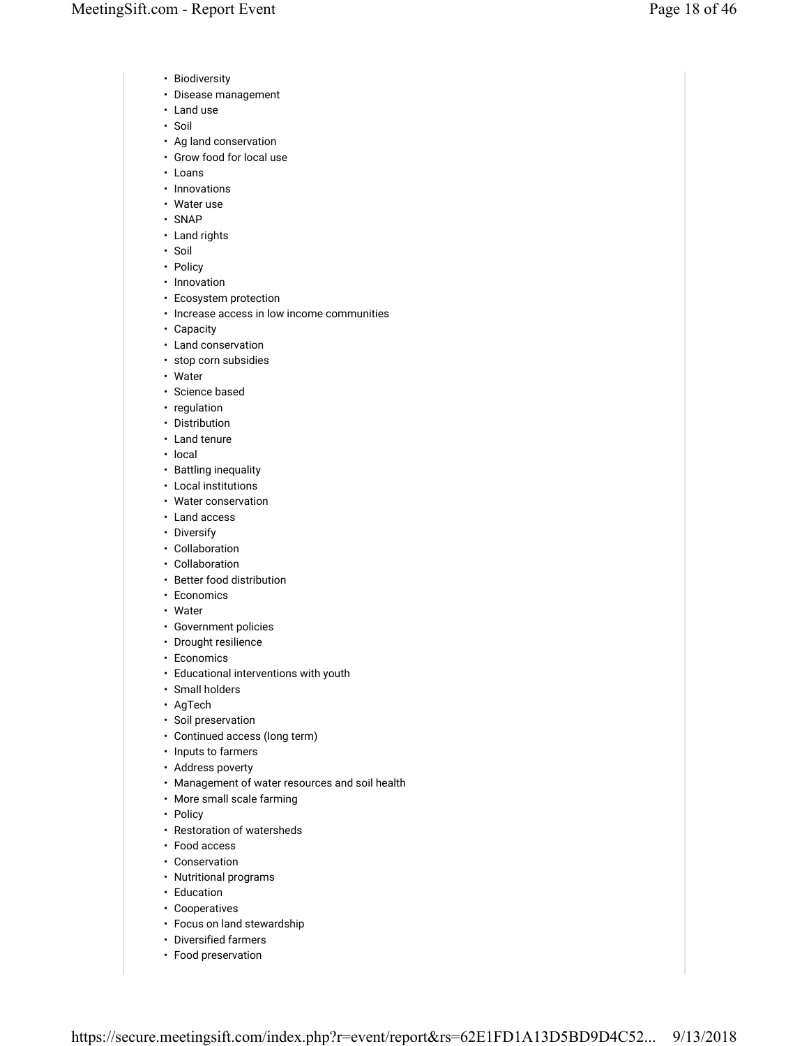- Biodiversity
- Disease management
- Land use
- Soil
- Ag land conservation
- Grow food for local use
- Loans
- Innovations
- Water use
- SNAP
- Land rights
- Soil
- Policy
- Innovation
- Ecosystem protection
- Increase access in low income communities
- Capacity
- Land conservation
- stop corn subsidies
- Water
- Science based
- regulation
- Distribution
- Land tenure
- local
- Battling inequality
- Local institutions
- Water conservation
- Land access
- Diversify
- Collaboration
- Collaboration
- Better food distribution
- Economics
- Water
- Government policies
- Drought resilience
- Economics
- Educational interventions with youth
- Small holders
- AgTech
- Soil preservation
- Continued access (long term)
- Inputs to farmers
- Address poverty
- Management of water resources and soil health
- More small scale farming
- Policy
- Restoration of watersheds
- Food access
- Conservation
- Nutritional programs
- Education
- Cooperatives
- Focus on land stewardship
- Diversified farmers
- Food preservation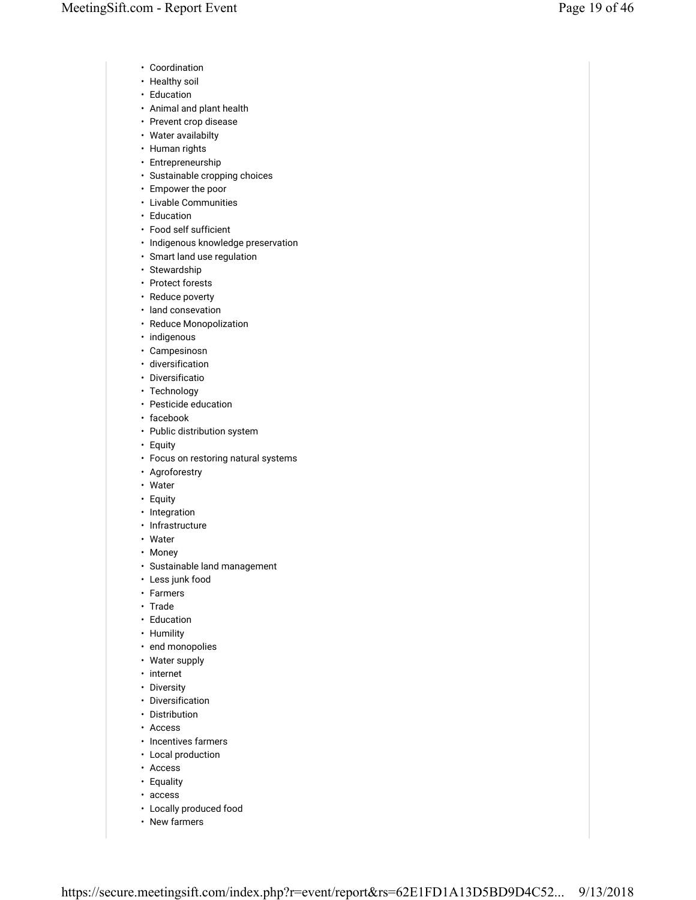- Coordination
- Healthy soil
- Education
- Animal and plant health
- Prevent crop disease
- Water availabilty
- Human rights
- Entrepreneurship
- Sustainable cropping choices
- Empower the poor
- Livable Communities
- Education
- Food self sufficient
- Indigenous knowledge preservation
- Smart land use regulation
- Stewardship
- Protect forests
- Reduce poverty
- land consevation
- Reduce Monopolization
- indigenous
- Campesinosn
- diversification
- Diversificatio
- Technology
- Pesticide education
- facebook
- Public distribution system
- Equity
- Focus on restoring natural systems
- Agroforestry
- Water
- Equity
- Integration
- Infrastructure
- Water
- Money
- Sustainable land management
- Less junk food
- Farmers
- Trade
- Education
- Humility
- end monopolies
- Water supply
- internet
- Diversity
- Diversification
- Distribution
- Access
- Incentives farmers
- Local production
- Access
- Equality
- access
- Locally produced food
- New farmers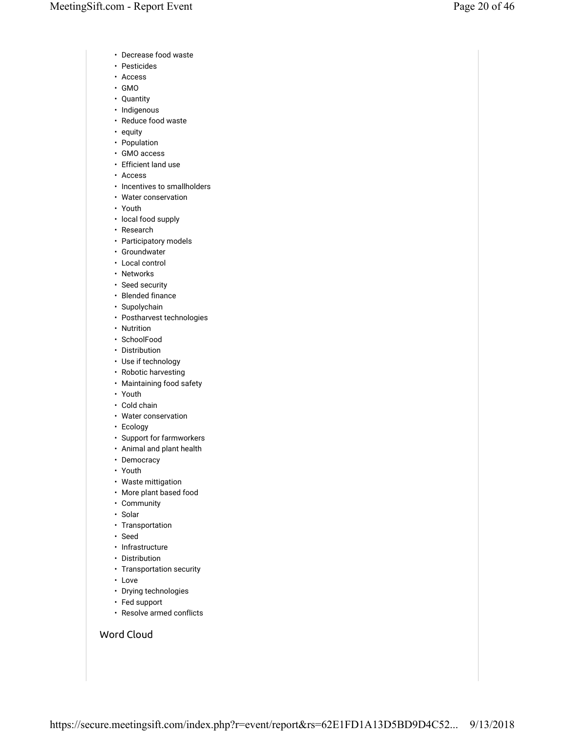- Decrease food waste
- Pesticides
- Access
- GMO
- Quantity
- Indigenous
- Reduce food waste
- equity
- Population
- GMO access
- Efficient land use
- Access
- Incentives to smallholders
- Water conservation
- Youth
- local food supply
- Research
- Participatory models
- Groundwater
- Local control
- Networks
- Seed security
- Blended finance
- Supolychain
- Postharvest technologies
- Nutrition
- SchoolFood
- Distribution
- Use if technology
- Robotic harvesting
- Maintaining food safety
- Youth
- Cold chain
- Water conservation
- Ecology
- Support for farmworkers
- Animal and plant health
- Democracy
- Youth
- Waste mittigation
- More plant based food
- Community
- Solar
- Transportation
- Seed
- Infrastructure
- Distribution
- Transportation security
- Love
- Drying technologies
- Fed support
- Resolve armed conflicts

## Word Cloud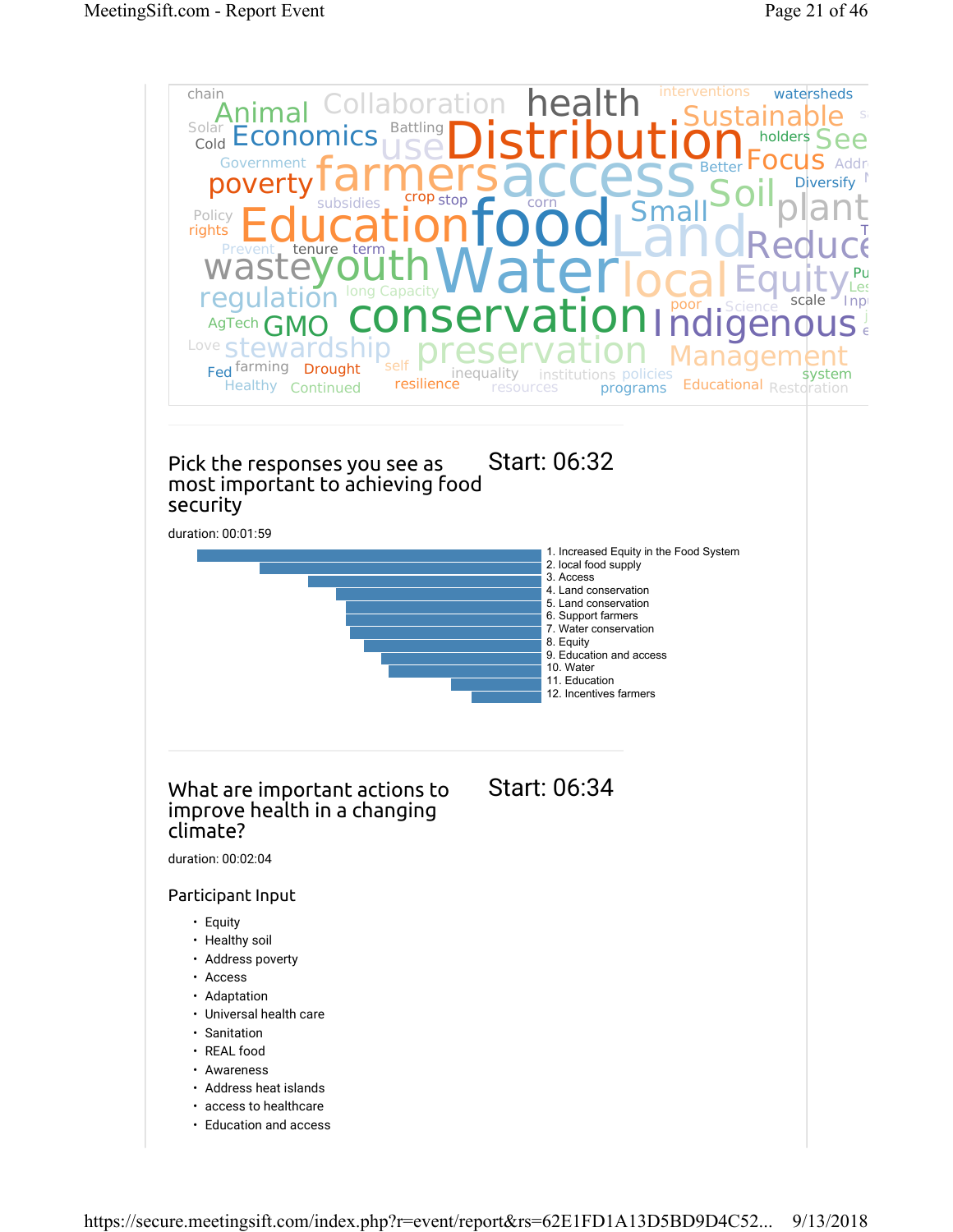## Pick the responses you see as most important to achieving food security

Start: 06:32

duration: 00:01:59

1. Increased Equity in the Food System
2. local food supply
3. Access
4. Land conservation
5. Land conservation
6. Support farmers
7. Water conservation
8. Equity
9. Education and access
10. Water
11. Education
12. Incentives farmers

## What are important actions to improve health in a changing climate?

Start: 06:34

duration: 00:02:04

### Participant Input

- Equity
- Healthy soil
- Address poverty
- Access
- Adaptation
- Universal health care
- Sanitation
- REAL food
- Awareness
- Address heat islands
- access to healthcare
- Education and access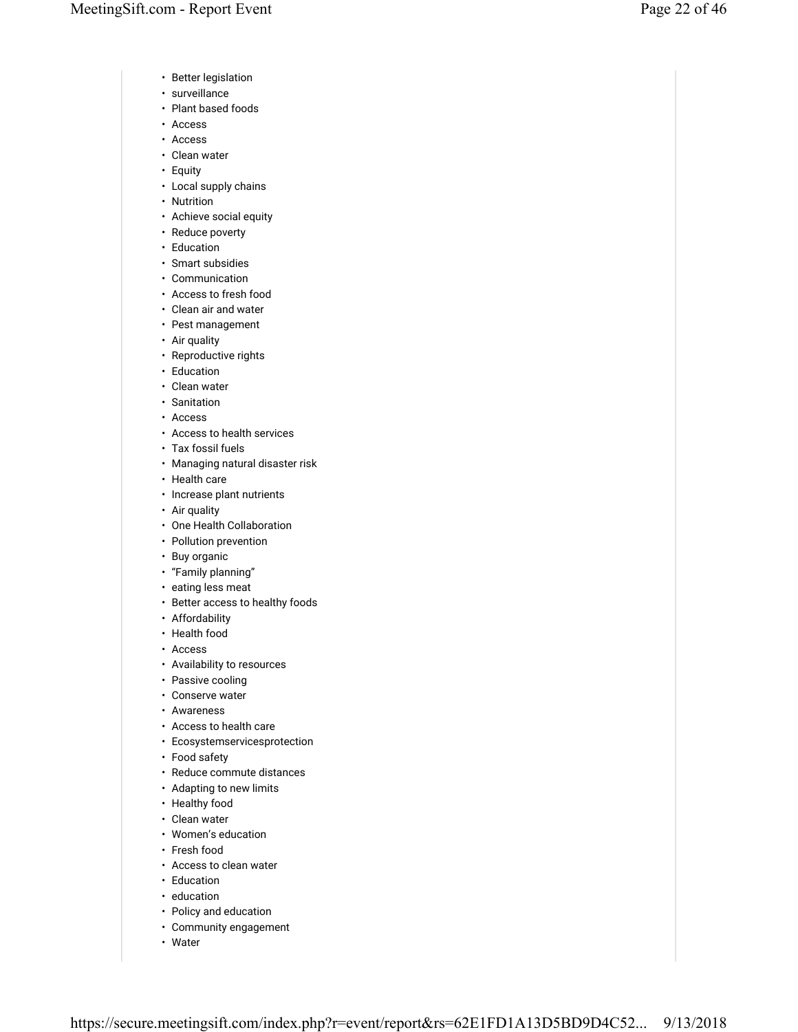- Better legislation
- surveillance
- Plant based foods
- Access
- Access
- Clean water
- Equity
- Local supply chains
- Nutrition
- Achieve social equity
- Reduce poverty
- Education
- Smart subsidies
- Communication
- Access to fresh food
- Clean air and water
- Pest management
- Air quality
- Reproductive rights
- Education
- Clean water
- Sanitation
- Access
- Access to health services
- Tax fossil fuels
- Managing natural disaster risk
- Health care
- Increase plant nutrients
- Air quality
- One Health Collaboration
- Pollution prevention
- Buy organic
- "Family planning"
- eating less meat
- Better access to healthy foods
- Affordability
- Health food
- Access
- Availability to resources
- Passive cooling
- Conserve water
- Awareness
- Access to health care
- Ecosystemservicesprotection
- Food safety
- Reduce commute distances
- Adapting to new limits
- Healthy food
- Clean water
- Women's education
- Fresh food
- Access to clean water
- Education
- education
- Policy and education
- Community engagement
- Water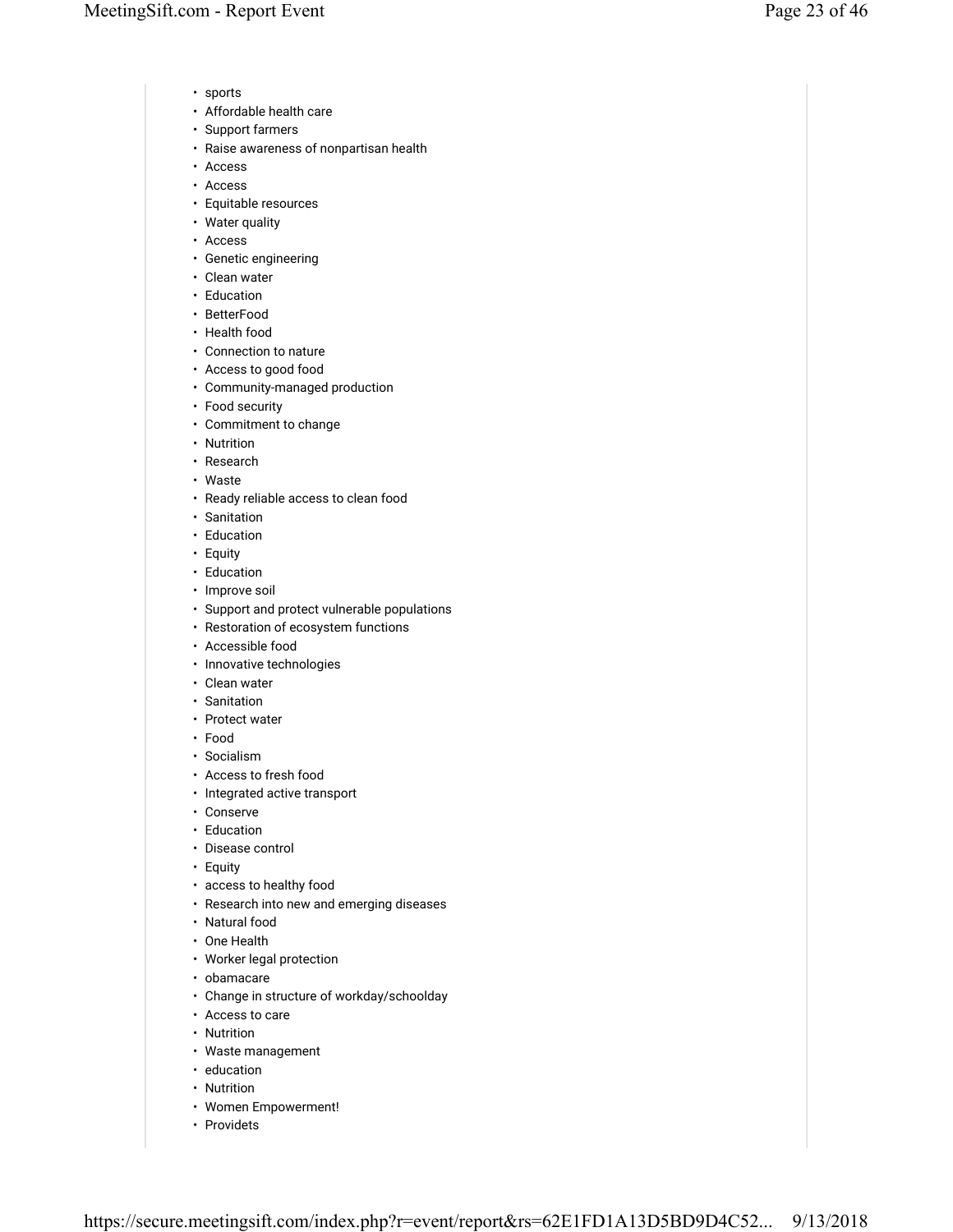- sports
- Affordable health care
- Support farmers
- Raise awareness of nonpartisan health
- Access
- Access
- Equitable resources
- Water quality
- Access
- Genetic engineering
- Clean water
- Education
- BetterFood
- Health food
- Connection to nature
- Access to good food
- Community-managed production
- Food security
- Commitment to change
- Nutrition
- Research
- Waste
- Ready reliable access to clean food
- Sanitation
- Education
- Equity
- Education
- Improve soil
- Support and protect vulnerable populations
- Restoration of ecosystem functions
- Accessible food
- Innovative technologies
- Clean water
- Sanitation
- Protect water
- Food
- Socialism
- Access to fresh food
- Integrated active transport
- Conserve
- Education
- Disease control
- Equity
- access to healthy food
- Research into new and emerging diseases
- Natural food
- One Health
- Worker legal protection
- obamacare
- Change in structure of workday/schoolday
- Access to care
- Nutrition
- Waste management
- education
- Nutrition
- Women Empowerment!
- Providets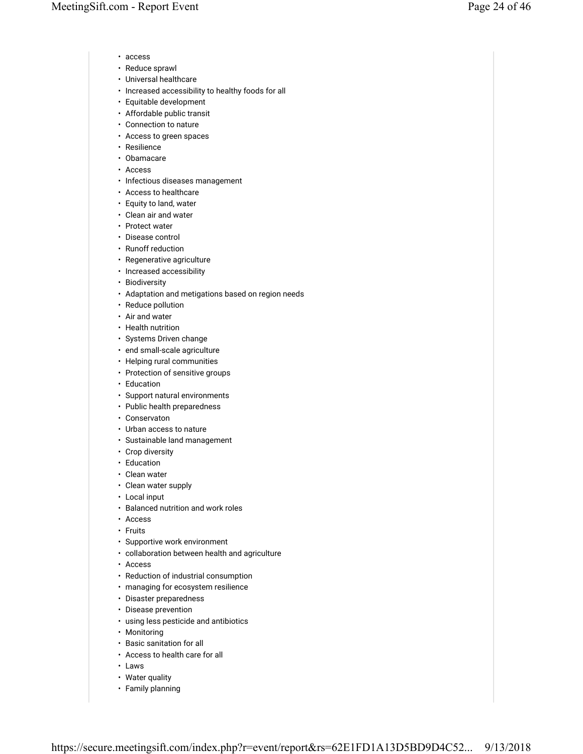- access
- Reduce sprawl
- Universal healthcare
- Increased accessibility to healthy foods for all
- Equitable development
- Affordable public transit
- Connection to nature
- Access to green spaces
- Resilience
- Obamacare
- Access
- Infectious diseases management
- Access to healthcare
- Equity to land, water
- Clean air and water
- Protect water
- Disease control
- Runoff reduction
- Regenerative agriculture
- Increased accessibility
- Biodiversity
- Adaptation and metigations based on region needs
- Reduce pollution
- Air and water
- Health nutrition
- Systems Driven change
- end small-scale agriculture
- Helping rural communities
- Protection of sensitive groups
- Education
- Support natural environments
- Public health preparedness
- Conservaton
- Urban access to nature
- Sustainable land management
- Crop diversity
- Education
- Clean water
- Clean water supply
- Local input
- Balanced nutrition and work roles
- Access
- Fruits
- Supportive work environment
- collaboration between health and agriculture
- Access
- Reduction of industrial consumption
- managing for ecosystem resilience
- Disaster preparedness
- Disease prevention
- using less pesticide and antibiotics
- Monitoring
- Basic sanitation for all
- Access to health care for all
- Laws
- Water quality
- Family planning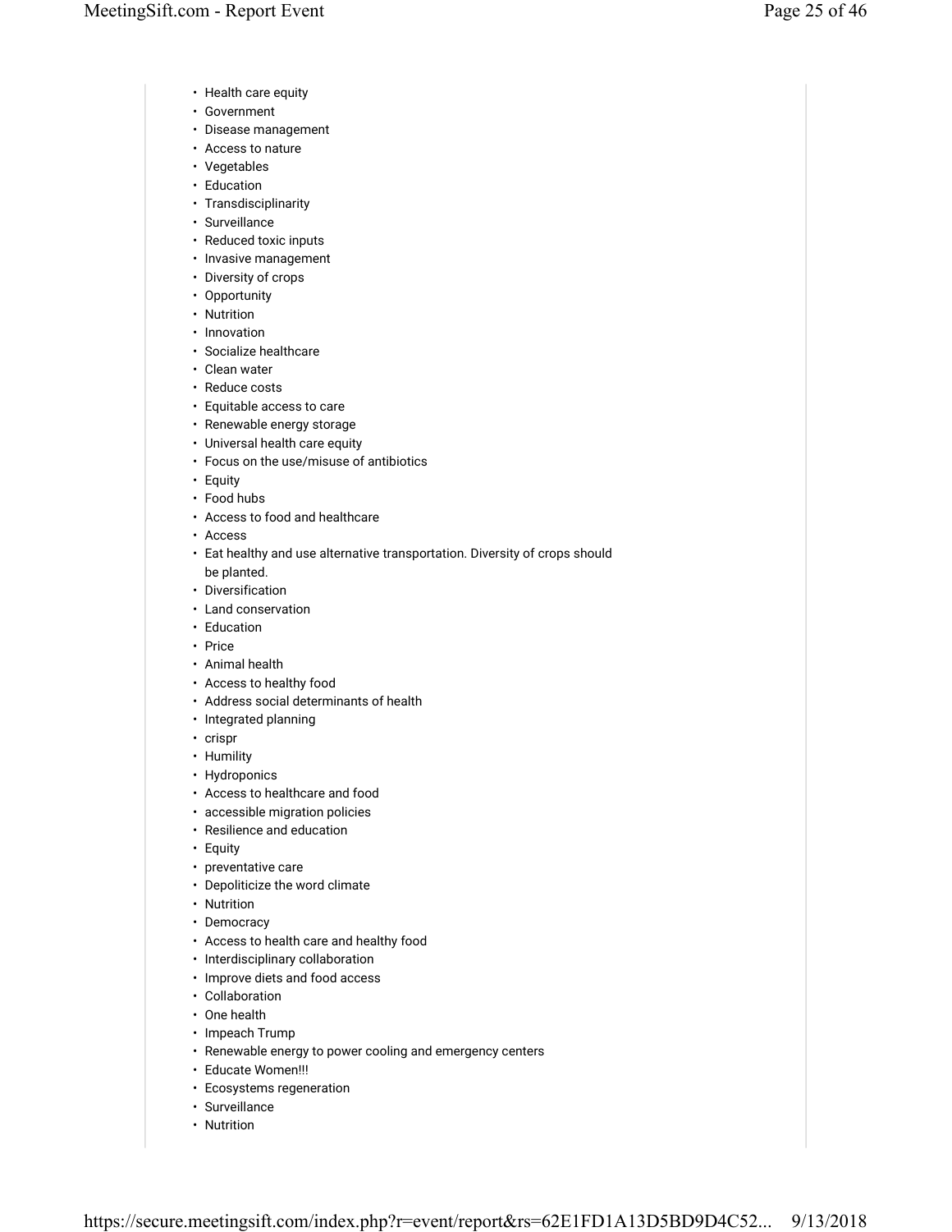- Health care equity
- Government
- Disease management
- Access to nature
- Vegetables
- Education
- Transdisciplinarity
- Surveillance
- Reduced toxic inputs
- Invasive management
- Diversity of crops
- Opportunity
- Nutrition
- Innovation
- Socialize healthcare
- Clean water
- Reduce costs
- Equitable access to care
- Renewable energy storage
- Universal health care equity
- Focus on the use/misuse of antibiotics
- Equity
- Food hubs
- Access to food and healthcare
- Access
- Eat healthy and use alternative transportation. Diversity of crops should be planted.
- Diversification
- Land conservation
- Education
- Price
- Animal health
- Access to healthy food
- Address social determinants of health
- Integrated planning
- crispr
- Humility
- Hydroponics
- Access to healthcare and food
- accessible migration policies
- Resilience and education
- Equity
- preventative care
- Depoliticize the word climate
- Nutrition
- Democracy
- Access to health care and healthy food
- Interdisciplinary collaboration
- Improve diets and food access
- Collaboration
- One health
- Impeach Trump
- Renewable energy to power cooling and emergency centers
- Educate Women!!!
- Ecosystems regeneration
- Surveillance
- Nutrition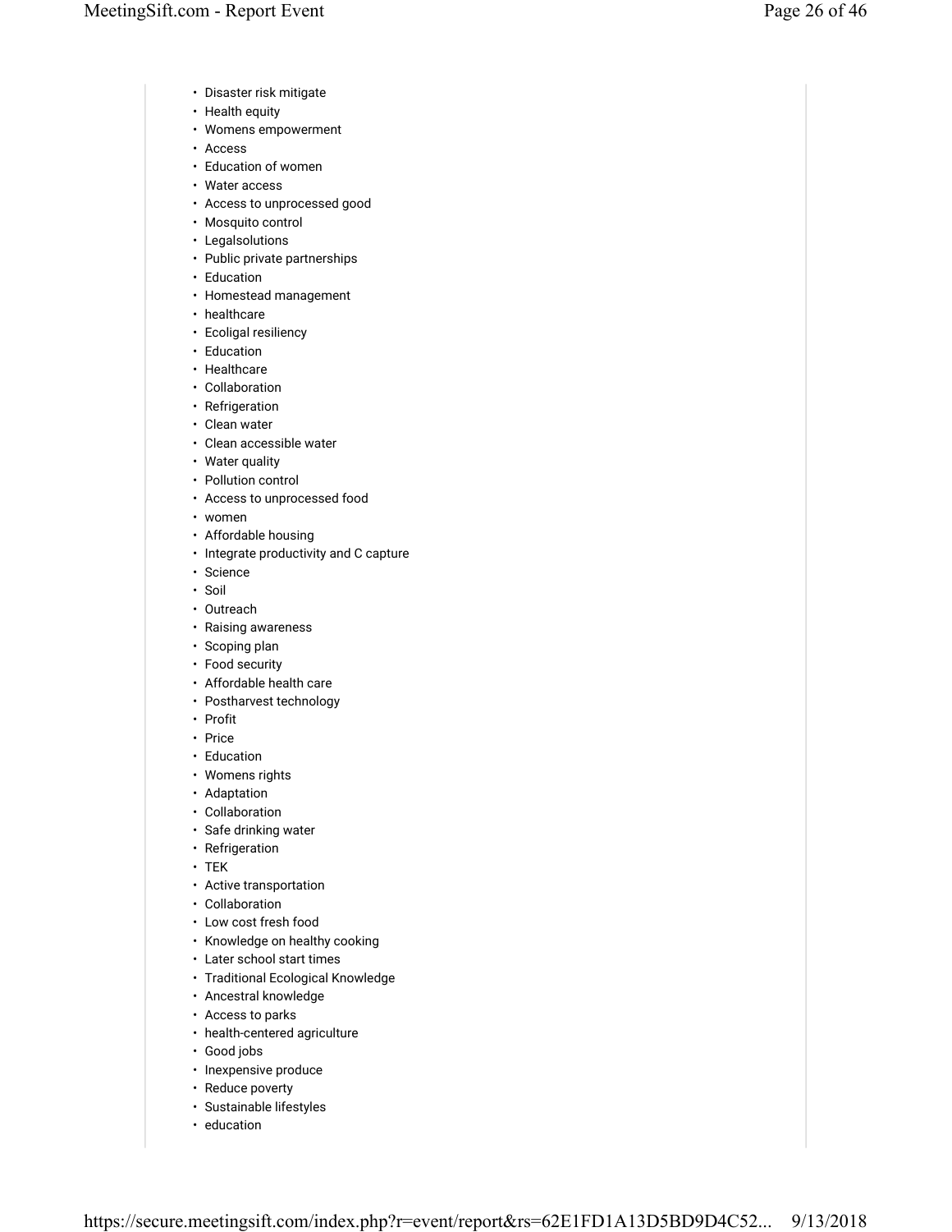- Disaster risk mitigate
- Health equity
- Womens empowerment
- Access
- Education of women
- Water access
- Access to unprocessed good
- Mosquito control
- Legalsolutions
- Public private partnerships
- Education
- Homestead management
- healthcare
- Ecoligal resiliency
- Education
- Healthcare
- Collaboration
- Refrigeration
- Clean water
- Clean accessible water
- Water quality
- Pollution control
- Access to unprocessed food
- women
- Affordable housing
- Integrate productivity and C capture
- Science
- Soil
- Outreach
- Raising awareness
- Scoping plan
- Food security
- Affordable health care
- Postharvest technology
- Profit
- Price
- Education
- Womens rights
- Adaptation
- Collaboration
- Safe drinking water
- Refrigeration
- TEK
- Active transportation
- Collaboration
- Low cost fresh food
- Knowledge on healthy cooking
- Later school start times
- Traditional Ecological Knowledge
- Ancestral knowledge
- Access to parks
- health-centered agriculture
- Good jobs
- Inexpensive produce
- Reduce poverty
- Sustainable lifestyles
- education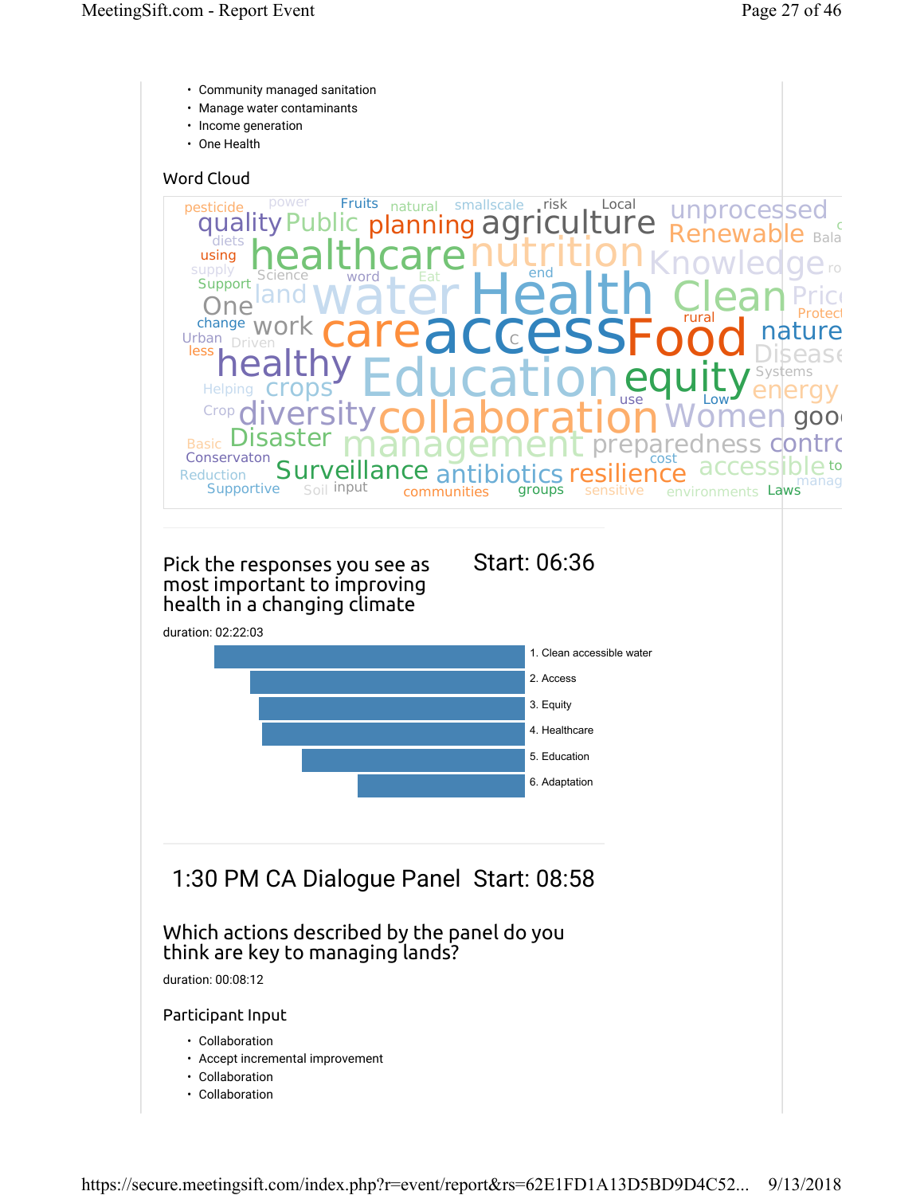- Community managed sanitation
- Manage water contaminants
- Income generation
- One Health

## Word Cloud

pesticide power Fruits natural smallscale risk Local unprocessed quality Public planning agriculture Renewable diets using healthcare nutrition Knowledge supply Science word Eat end Support land water Health Clean One change work care access Food rural nature Urban Driven less healthy Education equity Disease Systems Helping crops use Low energy Crop diversity collaboration Women Basic Disaster management preparedness Conservaton cost Reduction Surveillance antibiotics resilience accessible Supportive Soil input communities groups sensitive environments Laws

## Pick the responses you see as most important to improving health in a changing climate

Start: 06:36

duration: 02:22:03

1. Clean accessible water
2. Access
3. Equity
4. Healthcare
5. Education
6. Adaptation

# 1:30 PM CA Dialogue Panel

Start: 08:58

## Which actions described by the panel do you think are key to managing lands?

duration: 00:08:12

### Participant Input

- Collaboration
- Accept incremental improvement
- Collaboration
- Collaboration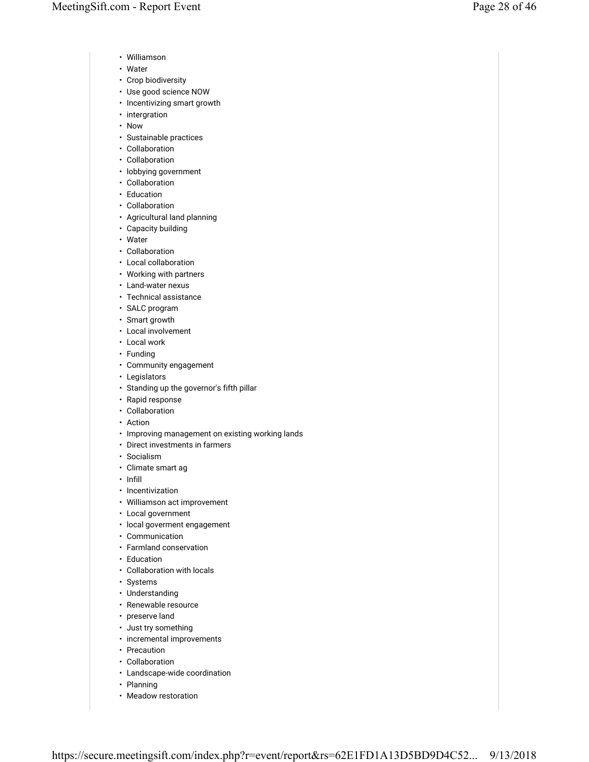- Williamson
- Water
- Crop biodiversity
- Use good science NOW
- Incentivizing smart growth
- intergration
- Now
- Sustainable practices
- Collaboration
- Collaboration
- lobbying government
- Collaboration
- Education
- Collaboration
- Agricultural land planning
- Capacity building
- Water
- Collaboration
- Local collaboration
- Working with partners
- Land-water nexus
- Technical assistance
- SALC program
- Smart growth
- Local involvement
- Local work
- Funding
- Community engagement
- Legislators
- Standing up the governor's fifth pillar
- Rapid response
- Collaboration
- Action
- Improving management on existing working lands
- Direct investments in farmers
- Socialism
- Climate smart ag
- Infill
- Incentivization
- Williamson act improvement
- Local government
- local goverment engagement
- Communication
- Farmland conservation
- Education
- Collaboration with locals
- Systems
- Understanding
- Renewable resource
- preserve land
- Just try something
- incremental improvements
- Precaution
- Collaboration
- Landscape-wide coordination
- Planning
- Meadow restoration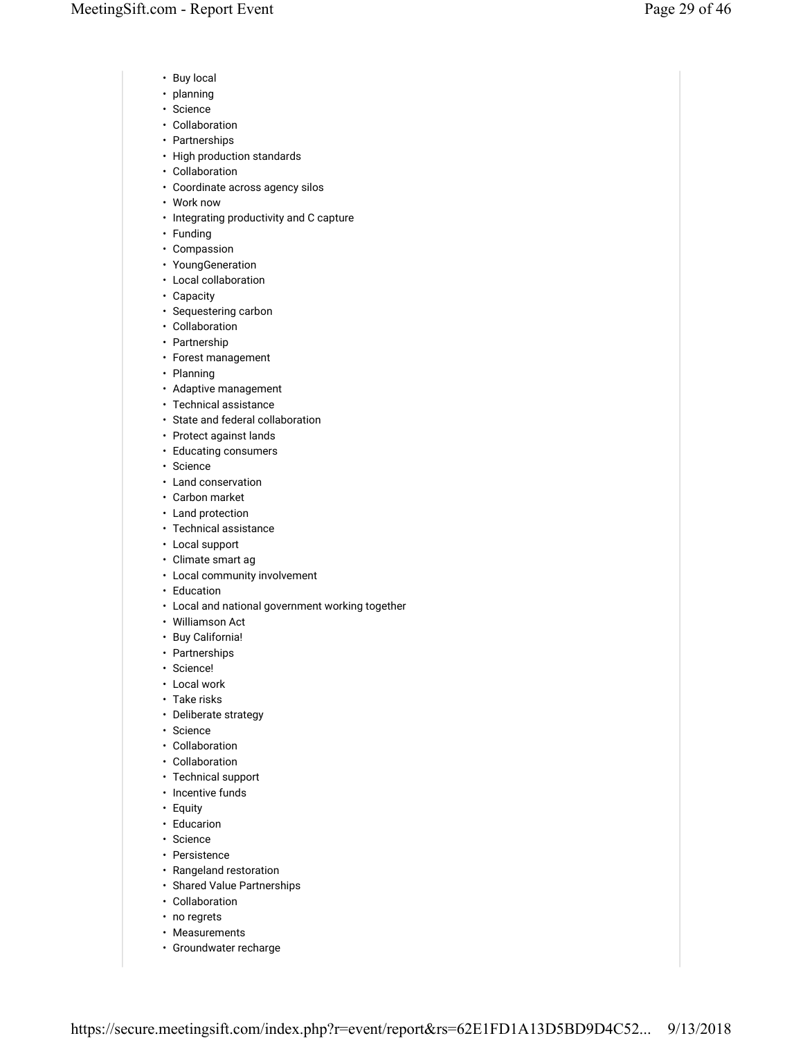- Buy local
- planning
- Science
- Collaboration
- Partnerships
- High production standards
- Collaboration
- Coordinate across agency silos
- Work now
- Integrating productivity and C capture
- Funding
- Compassion
- YoungGeneration
- Local collaboration
- Capacity
- Sequestering carbon
- Collaboration
- Partnership
- Forest management
- Planning
- Adaptive management
- Technical assistance
- State and federal collaboration
- Protect against lands
- Educating consumers
- Science
- Land conservation
- Carbon market
- Land protection
- Technical assistance
- Local support
- Climate smart ag
- Local community involvement
- Education
- Local and national government working together
- Williamson Act
- Buy California!
- Partnerships
- Science!
- Local work
- Take risks
- Deliberate strategy
- Science
- Collaboration
- Collaboration
- Technical support
- Incentive funds
- Equity
- Educarion
- Science
- Persistence
- Rangeland restoration
- Shared Value Partnerships
- Collaboration
- no regrets
- Measurements
- Groundwater recharge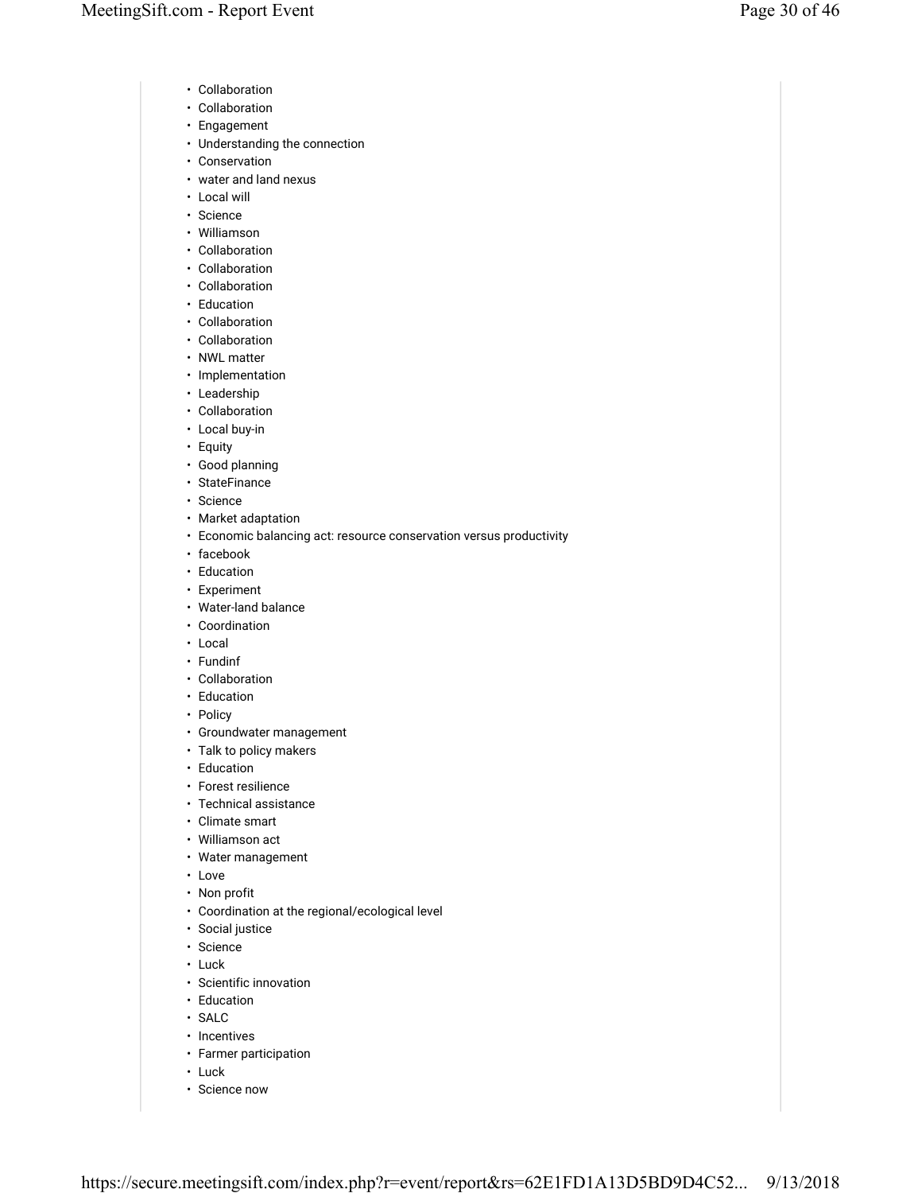- Collaboration
- Collaboration
- Engagement
- Understanding the connection
- Conservation
- water and land nexus
- Local will
- Science
- Williamson
- Collaboration
- Collaboration
- Collaboration
- Education
- Collaboration
- Collaboration
- NWL matter
- Implementation
- Leadership
- Collaboration
- Local buy-in
- Equity
- Good planning
- StateFinance
- Science
- Market adaptation
- Economic balancing act: resource conservation versus productivity
- facebook
- Education
- Experiment
- Water-land balance
- Coordination
- Local
- Fundinf
- Collaboration
- Education
- Policy
- Groundwater management
- Talk to policy makers
- Education
- Forest resilience
- Technical assistance
- Climate smart
- Williamson act
- Water management
- Love
- Non profit
- Coordination at the regional/ecological level
- Social justice
- Science
- Luck
- Scientific innovation
- Education
- SALC
- Incentives
- Farmer participation
- Luck
- Science now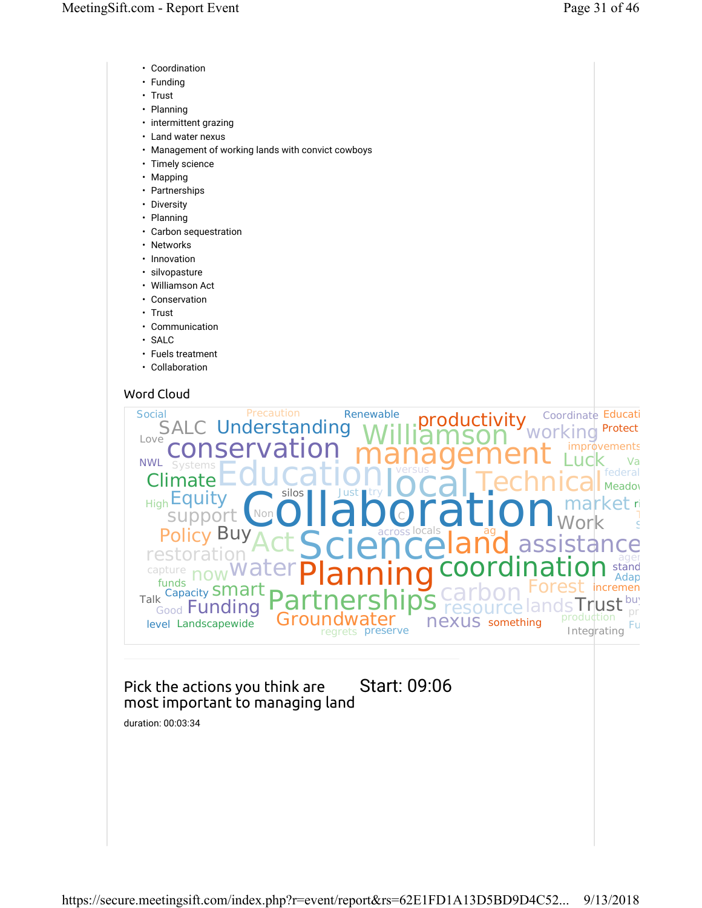- Coordination
- Funding
- Trust
- Planning
- intermittent grazing
- Land water nexus
- Management of working lands with convict cowboys
- Timely science
- Mapping
- Partnerships
- Diversity
- Planning
- Carbon sequestration
- Networks
- Innovation
- silvopasture
- Williamson Act
- Conservation
- Trust
- Communication
- SALC
- Fuels treatment
- Collaboration

## Word Cloud

Social Precaution Renewable productivity Coordinate Educati
SALC Understanding Williamson working Protect
Love conservation management improvements
NWL Systems Luck Va
Education versus federal
Climate local Technical Meadov
silos Just try
High Equity Collaboration market
support Non C Work
Policy Buy across locals ag
restoration Act Science land assistance
capture now water Planning coordination stand
funds Adap
Talk Capacity smart Partnerships carbon Forest incremen
Good Funding resource lands Trust
level Landscapewide Groundwater nexus something production
regrets preserve Integrating

## Pick the actions you think are most important to managing land

Start: 09:06

duration: 00:03:34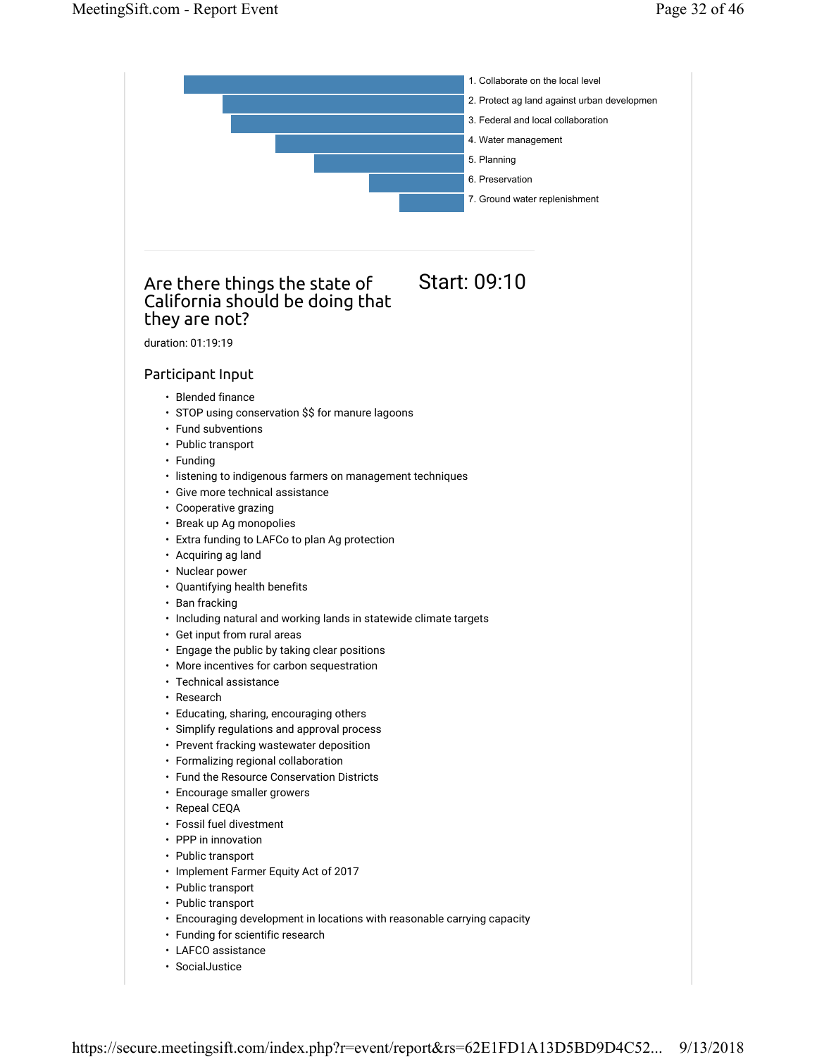1. Collaborate on the local level
2. Protect ag land against urban developmen
3. Federal and local collaboration
4. Water management
5. Planning
6. Preservation
7. Ground water replenishment

## Are there things the state of California should be doing that they are not?

Start: 09:10

duration: 01:19:19

### Participant Input

- Blended finance
- STOP using conservation $$ for manure lagoons
- Fund subventions
- Public transport
- Funding
- listening to indigenous farmers on management techniques
- Give more technical assistance
- Cooperative grazing
- Break up Ag monopolies
- Extra funding to LAFCo to plan Ag protection
- Acquiring ag land
- Nuclear power
- Quantifying health benefits
- Ban fracking
- Including natural and working lands in statewide climate targets
- Get input from rural areas
- Engage the public by taking clear positions
- More incentives for carbon sequestration
- Technical assistance
- Research
- Educating, sharing, encouraging others
- Simplify regulations and approval process
- Prevent fracking wastewater deposition
- Formalizing regional collaboration
- Fund the Resource Conservation Districts
- Encourage smaller growers
- Repeal CEQA
- Fossil fuel divestment
- PPP in innovation
- Public transport
- Implement Farmer Equity Act of 2017
- Public transport
- Public transport
- Encouraging development in locations with reasonable carrying capacity
- Funding for scientific research
- LAFCO assistance
- SocialJustice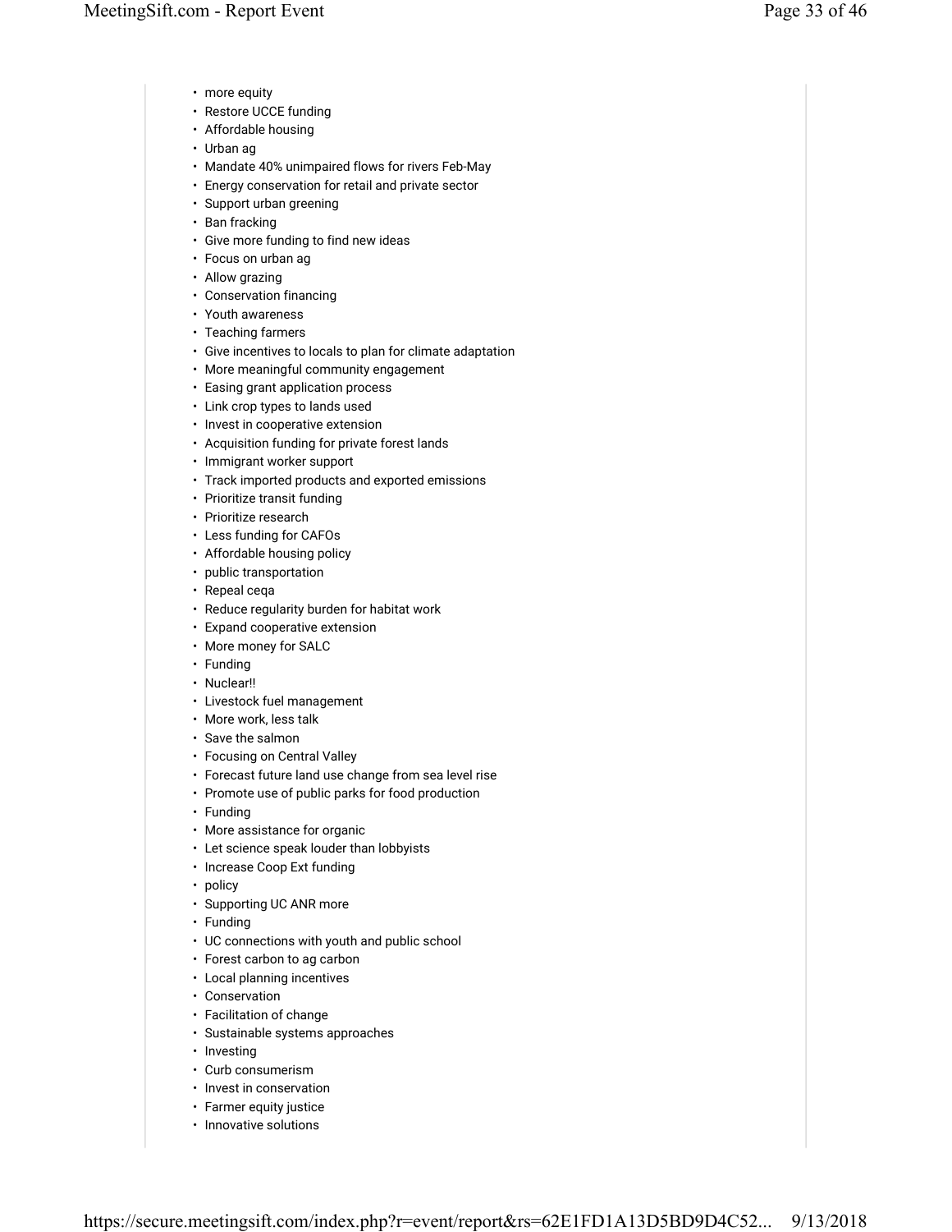- more equity
- Restore UCCE funding
- Affordable housing
- Urban ag
- Mandate 40% unimpaired flows for rivers Feb-May
- Energy conservation for retail and private sector
- Support urban greening
- Ban fracking
- Give more funding to find new ideas
- Focus on urban ag
- Allow grazing
- Conservation financing
- Youth awareness
- Teaching farmers
- Give incentives to locals to plan for climate adaptation
- More meaningful community engagement
- Easing grant application process
- Link crop types to lands used
- Invest in cooperative extension
- Acquisition funding for private forest lands
- Immigrant worker support
- Track imported products and exported emissions
- Prioritize transit funding
- Prioritize research
- Less funding for CAFOs
- Affordable housing policy
- public transportation
- Repeal ceqa
- Reduce regularity burden for habitat work
- Expand cooperative extension
- More money for SALC
- Funding
- Nuclear!!
- Livestock fuel management
- More work, less talk
- Save the salmon
- Focusing on Central Valley
- Forecast future land use change from sea level rise
- Promote use of public parks for food production
- Funding
- More assistance for organic
- Let science speak louder than lobbyists
- Increase Coop Ext funding
- policy
- Supporting UC ANR more
- Funding
- UC connections with youth and public school
- Forest carbon to ag carbon
- Local planning incentives
- Conservation
- Facilitation of change
- Sustainable systems approaches
- Investing
- Curb consumerism
- Invest in conservation
- Farmer equity justice
- Innovative solutions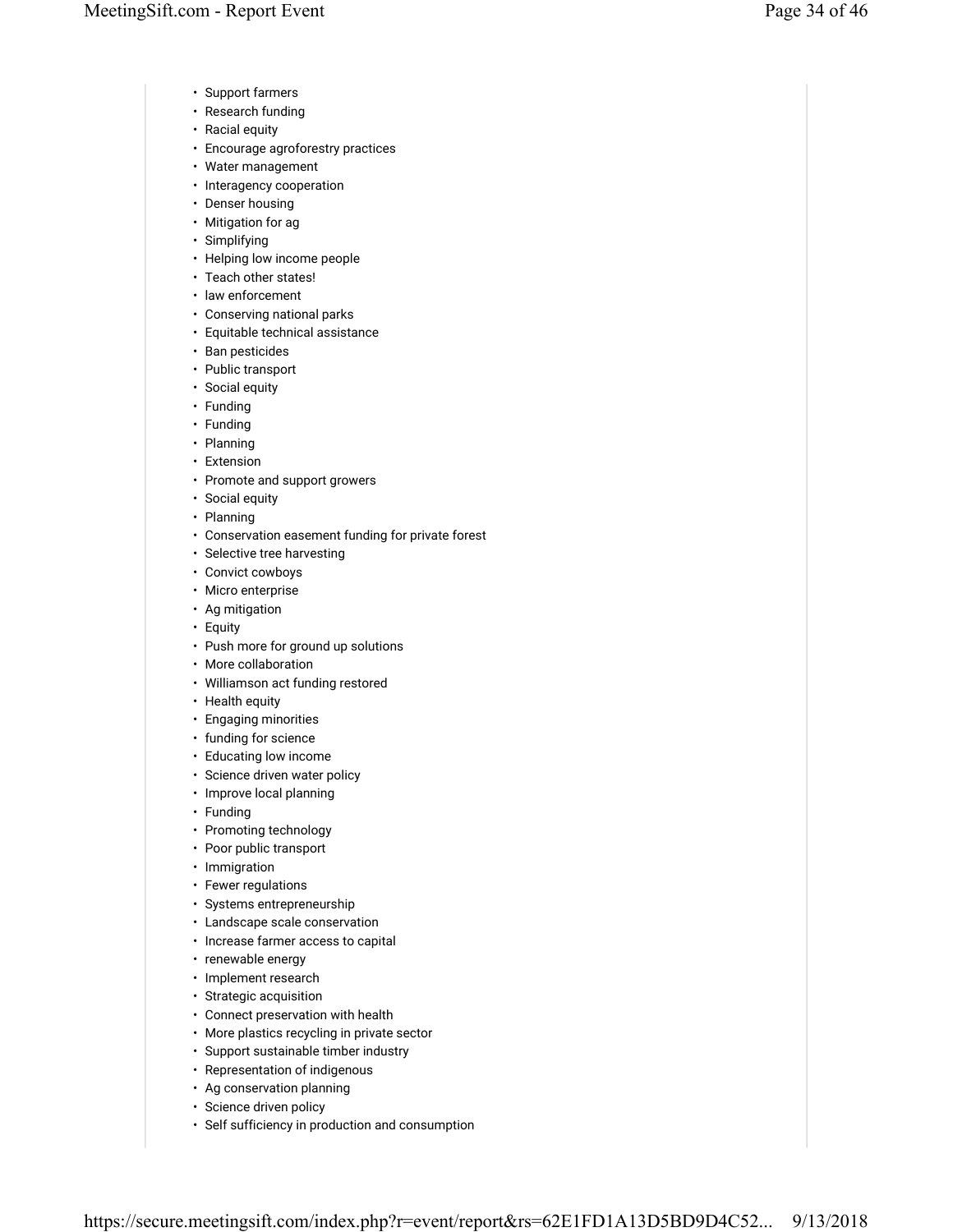- Support farmers
- Research funding
- Racial equity
- Encourage agroforestry practices
- Water management
- Interagency cooperation
- Denser housing
- Mitigation for ag
- Simplifying
- Helping low income people
- Teach other states!
- law enforcement
- Conserving national parks
- Equitable technical assistance
- Ban pesticides
- Public transport
- Social equity
- Funding
- Funding
- Planning
- Extension
- Promote and support growers
- Social equity
- Planning
- Conservation easement funding for private forest
- Selective tree harvesting
- Convict cowboys
- Micro enterprise
- Ag mitigation
- Equity
- Push more for ground up solutions
- More collaboration
- Williamson act funding restored
- Health equity
- Engaging minorities
- funding for science
- Educating low income
- Science driven water policy
- Improve local planning
- Funding
- Promoting technology
- Poor public transport
- Immigration
- Fewer regulations
- Systems entrepreneurship
- Landscape scale conservation
- Increase farmer access to capital
- renewable energy
- Implement research
- Strategic acquisition
- Connect preservation with health
- More plastics recycling in private sector
- Support sustainable timber industry
- Representation of indigenous
- Ag conservation planning
- Science driven policy
- Self sufficiency in production and consumption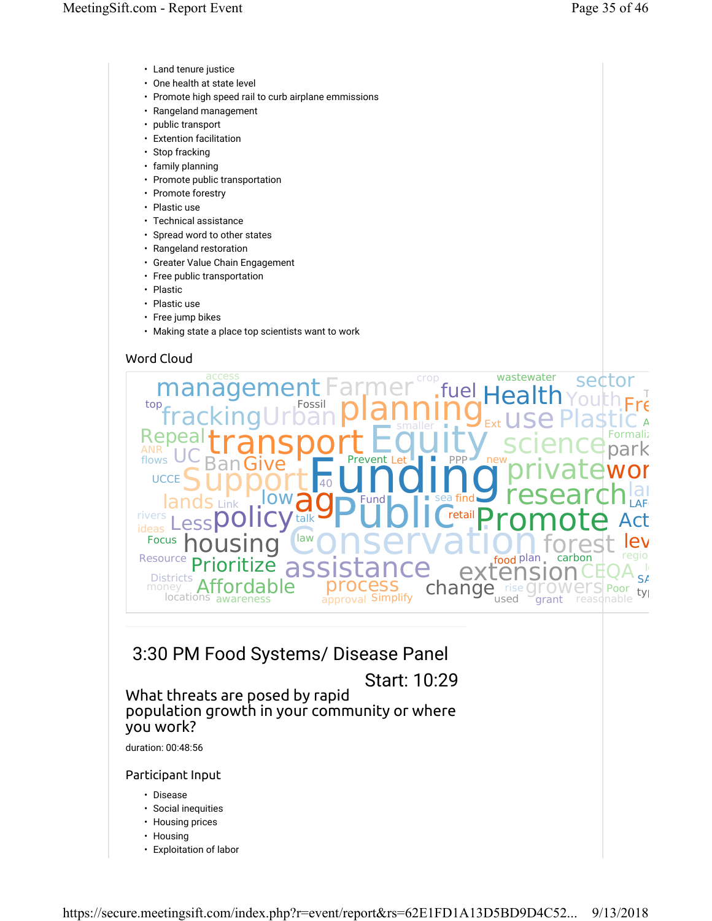- Land tenure justice
- One health at state level
- Promote high speed rail to curb airplane emmissions
- Rangeland management
- public transport
- Extention facilitation
- Stop fracking
- family planning
- Promote public transportation
- Promote forestry
- Plastic use
- Technical assistance
- Spread word to other states
- Rangeland restoration
- Greater Value Chain Engagement
- Free public transportation
- Plastic
- Plastic use
- Free jump bikes
- Making state a place top scientists want to work

## Word Cloud

access management Farmer crop fuel wastewater sector Health Youth top fracking Urban Fossil planning smaller Ext use Plastic Repeal transport Equity science Formaliz park ANR flows UC Ban Give Prevent Let PPP new private wor UCCE Support Funding 40 research lands Link low ag Fund sea find LAF rivers ideas Less policy talk Public retail Promote Act Focus housing law Conservation forest lev Resource Prioritize assistance food plan carbon regio Districts money extension CEQA SA locations Affordable awareness process approval Simplify change rise used growers grant Poor reasonable ty

---

## 3:30 PM Food Systems/ Disease Panel

Start: 10:29

### What threats are posed by rapid population growth in your community or where you work?

duration: 00:48:56

### Participant Input

- Disease
- Social inequities
- Housing prices
- Housing
- Exploitation of labor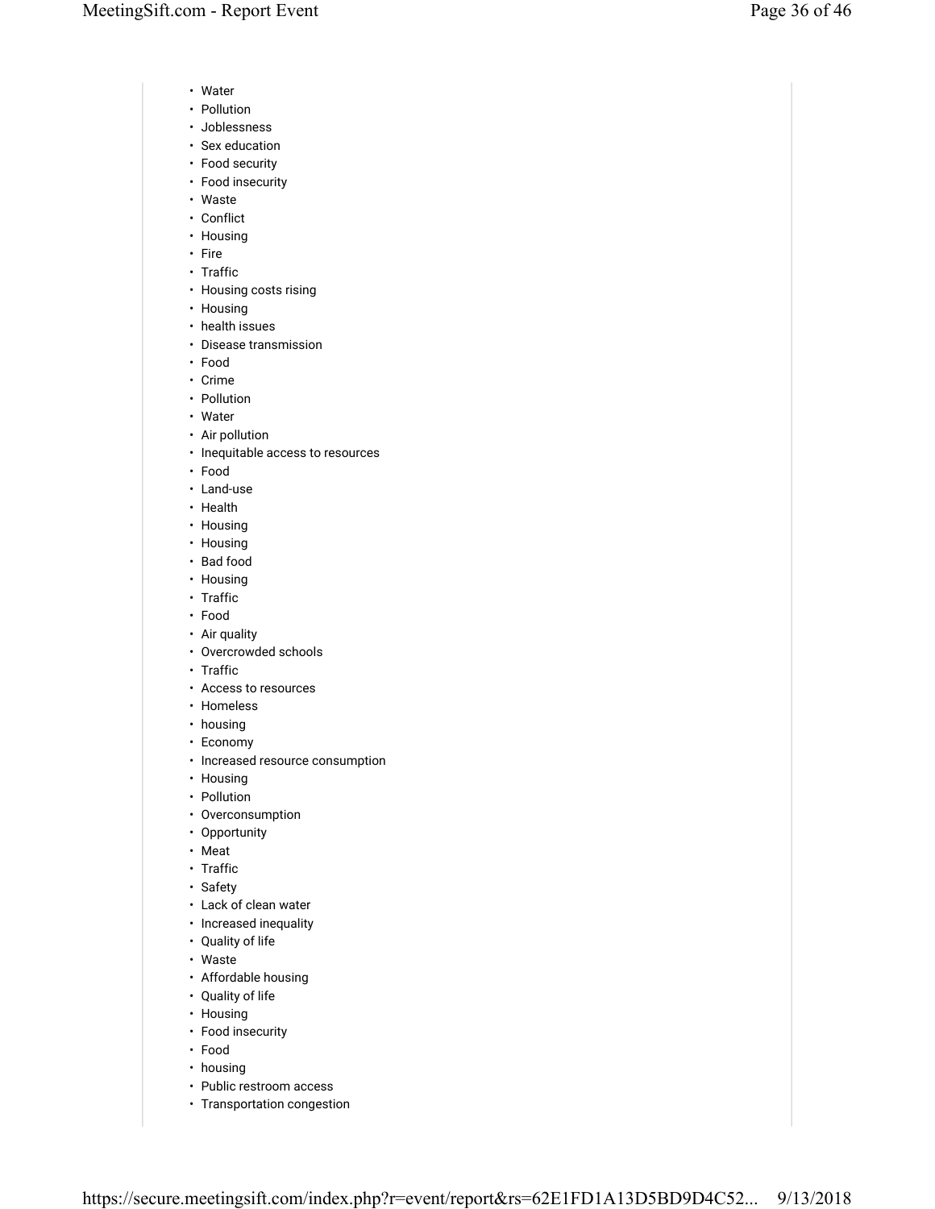- Water
- Pollution
- Joblessness
- Sex education
- Food security
- Food insecurity
- Waste
- Conflict
- Housing
- Fire
- Traffic
- Housing costs rising
- Housing
- health issues
- Disease transmission
- Food
- Crime
- Pollution
- Water
- Air pollution
- Inequitable access to resources
- Food
- Land-use
- Health
- Housing
- Housing
- Bad food
- Housing
- Traffic
- Food
- Air quality
- Overcrowded schools
- Traffic
- Access to resources
- Homeless
- housing
- Economy
- Increased resource consumption
- Housing
- Pollution
- Overconsumption
- Opportunity
- Meat
- Traffic
- Safety
- Lack of clean water
- Increased inequality
- Quality of life
- Waste
- Affordable housing
- Quality of life
- Housing
- Food insecurity
- Food
- housing
- Public restroom access
- Transportation congestion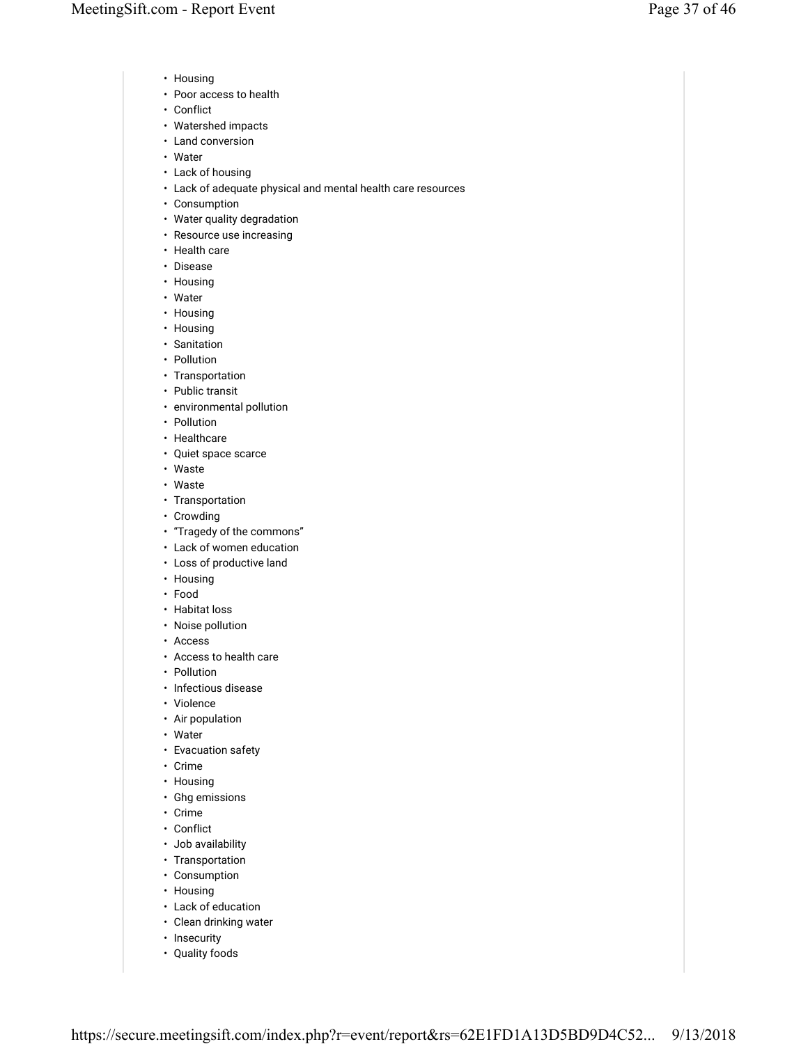- Housing
- Poor access to health
- Conflict
- Watershed impacts
- Land conversion
- Water
- Lack of housing
- Lack of adequate physical and mental health care resources
- Consumption
- Water quality degradation
- Resource use increasing
- Health care
- Disease
- Housing
- Water
- Housing
- Housing
- Sanitation
- Pollution
- Transportation
- Public transit
- environmental pollution
- Pollution
- Healthcare
- Quiet space scarce
- Waste
- Waste
- Transportation
- Crowding
- "Tragedy of the commons"
- Lack of women education
- Loss of productive land
- Housing
- Food
- Habitat loss
- Noise pollution
- Access
- Access to health care
- Pollution
- Infectious disease
- Violence
- Air population
- Water
- Evacuation safety
- Crime
- Housing
- Ghg emissions
- Crime
- Conflict
- Job availability
- Transportation
- Consumption
- Housing
- Lack of education
- Clean drinking water
- Insecurity
- Quality foods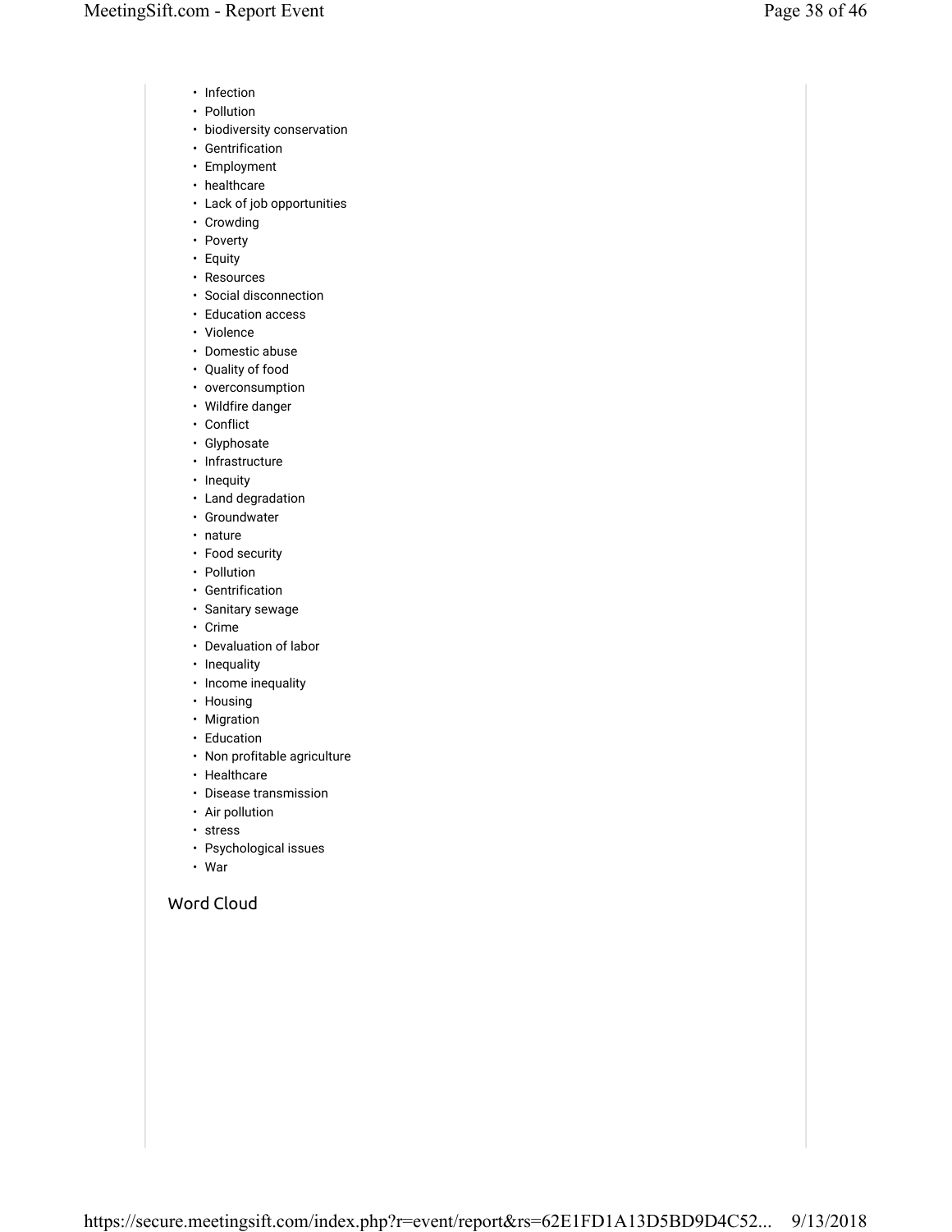- Infection
- Pollution
- biodiversity conservation
- Gentrification
- Employment
- healthcare
- Lack of job opportunities
- Crowding
- Poverty
- Equity
- Resources
- Social disconnection
- Education access
- Violence
- Domestic abuse
- Quality of food
- overconsumption
- Wildfire danger
- Conflict
- Glyphosate
- Infrastructure
- Inequity
- Land degradation
- Groundwater
- nature
- Food security
- Pollution
- Gentrification
- Sanitary sewage
- Crime
- Devaluation of labor
- Inequality
- Income inequality
- Housing
- Migration
- Education
- Non profitable agriculture
- Healthcare
- Disease transmission
- Air pollution
- stress
- Psychological issues
- War

## Word Cloud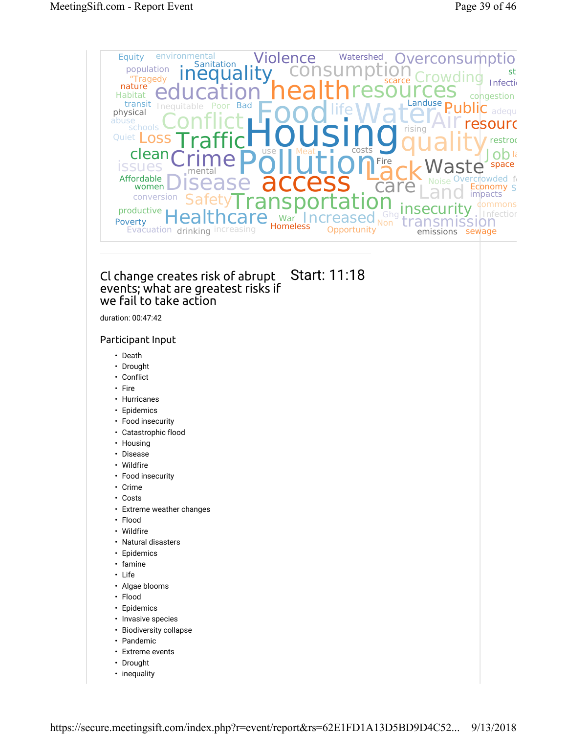## Cl change creates risk of abrupt events; what are greatest risks if we fail to take action

Start: 11:18

duration: 00:47:42

### Participant Input

- Death
- Drought
- Conflict
- Fire
- Hurricanes
- Epidemics
- Food insecurity
- Catastrophic flood
- Housing
- Disease
- Wildfire
- Food insecurity
- Crime
- Costs
- Extreme weather changes
- Flood
- Wildfire
- Natural disasters
- Epidemics
- famine
- Life
- Algae blooms
- Flood
- Epidemics
- Invasive species
- Biodiversity collapse
- Pandemic
- Extreme events
- Drought
- inequality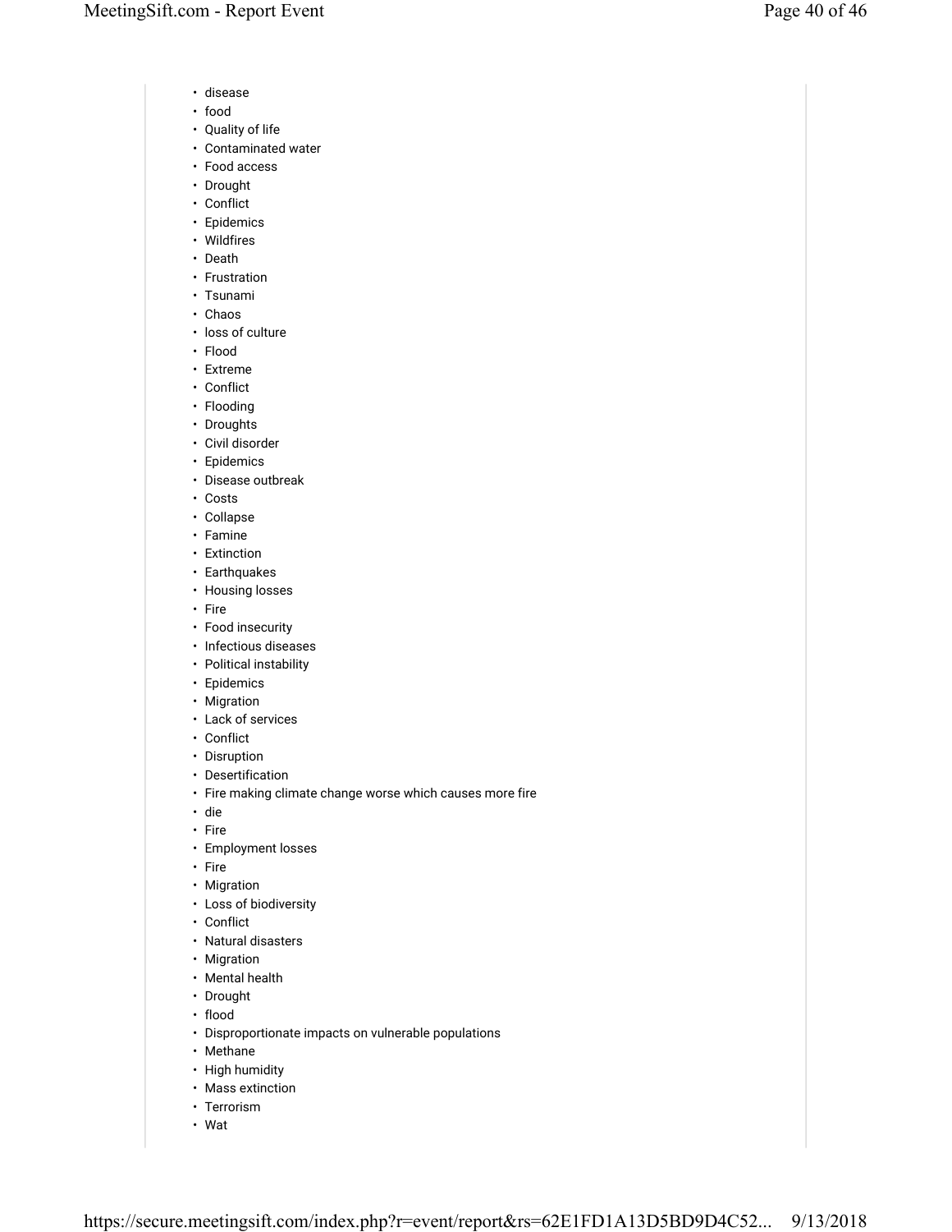- disease
- food
- Quality of life
- Contaminated water
- Food access
- Drought
- Conflict
- Epidemics
- Wildfires
- Death
- Frustration
- Tsunami
- Chaos
- loss of culture
- Flood
- Extreme
- Conflict
- Flooding
- Droughts
- Civil disorder
- Epidemics
- Disease outbreak
- Costs
- Collapse
- Famine
- Extinction
- Earthquakes
- Housing losses
- Fire
- Food insecurity
- Infectious diseases
- Political instability
- Epidemics
- Migration
- Lack of services
- Conflict
- Disruption
- Desertification
- Fire making climate change worse which causes more fire
- die
- Fire
- Employment losses
- Fire
- Migration
- Loss of biodiversity
- Conflict
- Natural disasters
- Migration
- Mental health
- Drought
- flood
- Disproportionate impacts on vulnerable populations
- Methane
- High humidity
- Mass extinction
- Terrorism
- Wat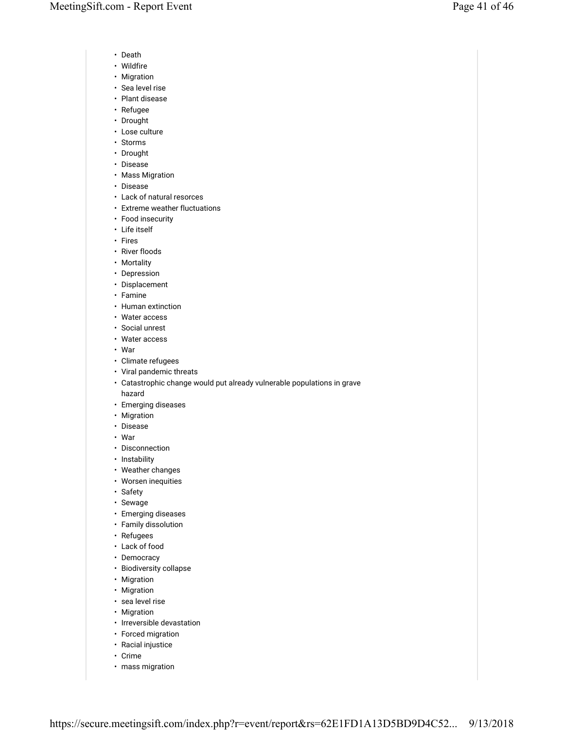- Death
- Wildfire
- Migration
- Sea level rise
- Plant disease
- Refugee
- Drought
- Lose culture
- Storms
- Drought
- Disease
- Mass Migration
- Disease
- Lack of natural resorces
- Extreme weather fluctuations
- Food insecurity
- Life itself
- Fires
- River floods
- Mortality
- Depression
- Displacement
- Famine
- Human extinction
- Water access
- Social unrest
- Water access
- War
- Climate refugees
- Viral pandemic threats
- Catastrophic change would put already vulnerable populations in grave hazard
- Emerging diseases
- Migration
- Disease
- War
- Disconnection
- Instability
- Weather changes
- Worsen inequities
- Safety
- Sewage
- Emerging diseases
- Family dissolution
- Refugees
- Lack of food
- Democracy
- Biodiversity collapse
- Migration
- Migration
- sea level rise
- Migration
- Irreversible devastation
- Forced migration
- Racial injustice
- Crime
- mass migration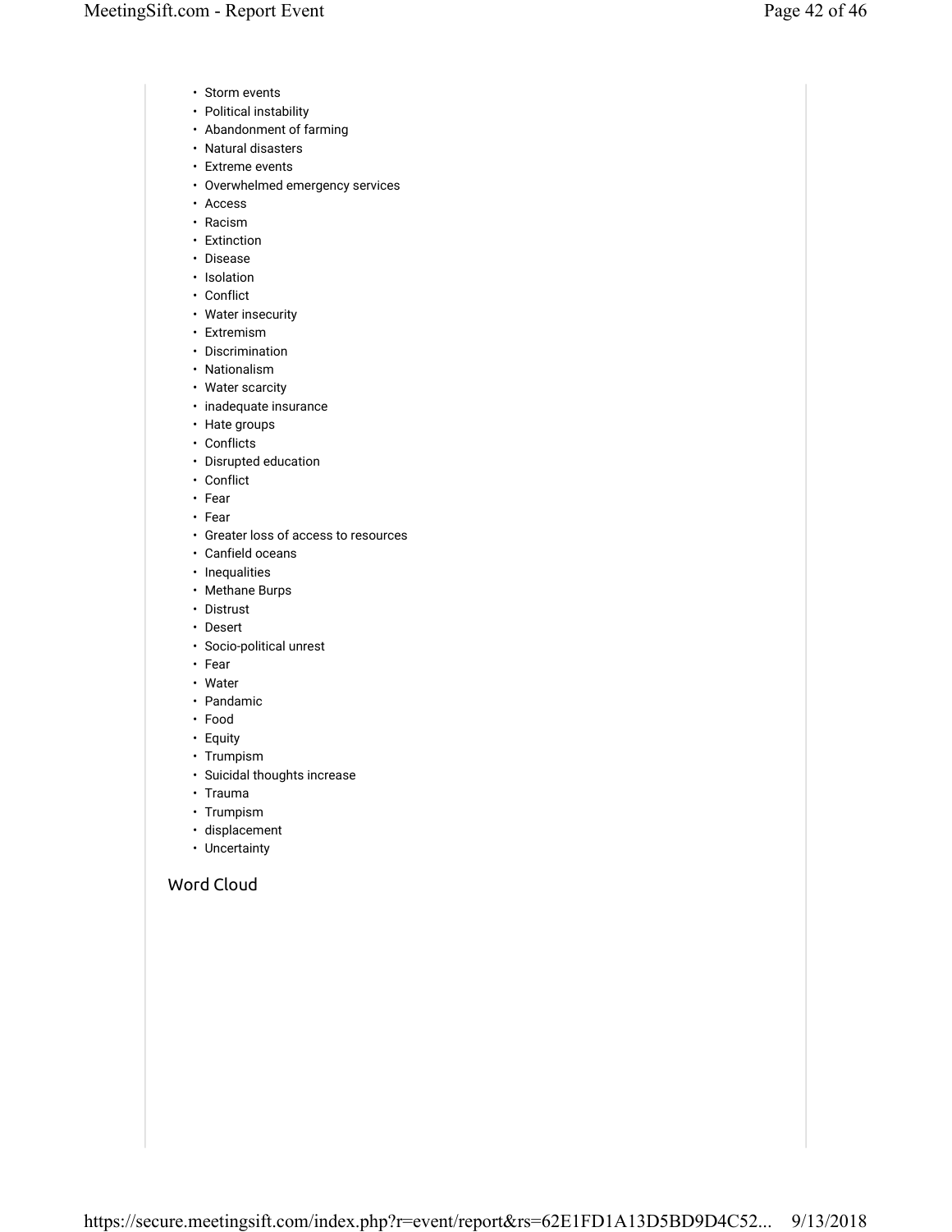- Storm events
- Political instability
- Abandonment of farming
- Natural disasters
- Extreme events
- Overwhelmed emergency services
- Access
- Racism
- Extinction
- Disease
- Isolation
- Conflict
- Water insecurity
- Extremism
- Discrimination
- Nationalism
- Water scarcity
- inadequate insurance
- Hate groups
- Conflicts
- Disrupted education
- Conflict
- Fear
- Fear
- Greater loss of access to resources
- Canfield oceans
- Inequalities
- Methane Burps
- Distrust
- Desert
- Socio-political unrest
- Fear
- Water
- Pandamic
- Food
- Equity
- Trumpism
- Suicidal thoughts increase
- Trauma
- Trumpism
- displacement
- Uncertainty

## Word Cloud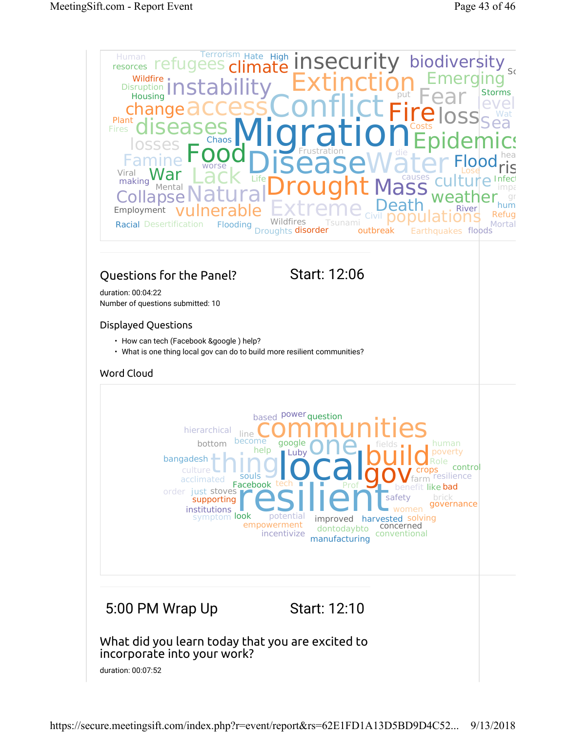Human resorces refugees Terrorism Hate High climate insecurity biodiversity Wildfire Disruption Housing instability Extinction Emerging Storms change access Conflict Fire Fear loss level Sea Plant Fires diseases Migration Costs Epidemics losses Chaos Food Frustration Famine worse Disease Water Flood Viral making War Lack Life Drought Mass culture Mental Collapse Natural Extreme Death weather Employment vulnerable Civil populations Racial Desertification Flooding Droughts Wildfires disorder Tsunami outbreak Earthquakes floods River Refug Mortal

## Questions for the Panel?

Start: 12:06

duration: 00:04:22

Number of questions submitted: 10

### Displayed Questions

- How can tech (Facebook &google ) help?
- What is one thing local gov can do to build more resilient communities?

### Word Cloud

based power question hierarchical line communities bottom become google one fields human poverty bangadesh help Luby thing local build Role culture gov crops control acclimated souls farm resilience Facebook tech Prof benefit like bad order just stoves resilient safety brick supporting governance institutions women symptom look potential improved harvested solving empowerment dontodaybto concerned incentivize manufacturing conventional

## 5:00 PM Wrap Up

Start: 12:10

### What did you learn today that you are excited to incorporate into your work?

duration: 00:07:52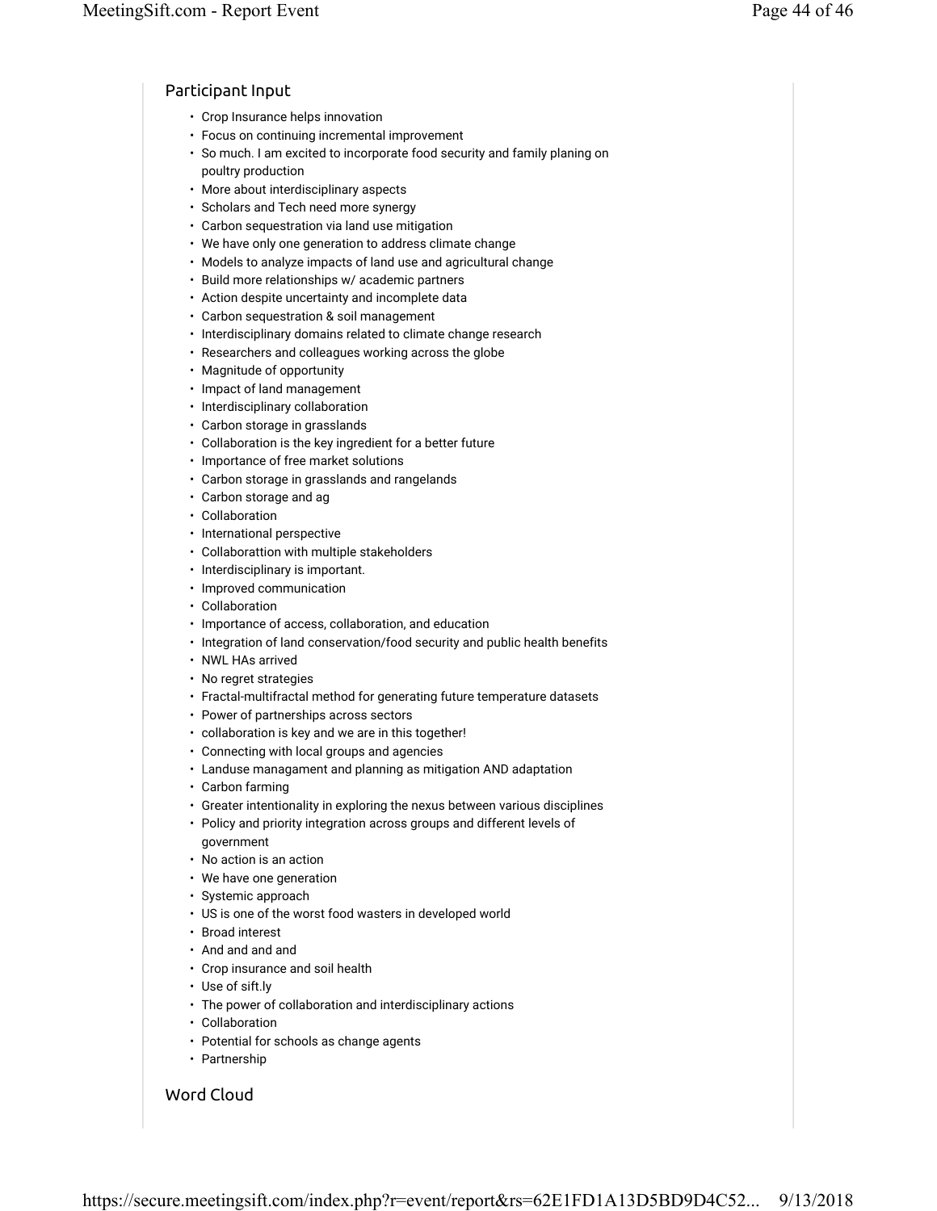## Participant Input

- Crop Insurance helps innovation
- Focus on continuing incremental improvement
- So much. I am excited to incorporate food security and family planing on poultry production
- More about interdisciplinary aspects
- Scholars and Tech need more synergy
- Carbon sequestration via land use mitigation
- We have only one generation to address climate change
- Models to analyze impacts of land use and agricultural change
- Build more relationships w/ academic partners
- Action despite uncertainty and incomplete data
- Carbon sequestration & soil management
- Interdisciplinary domains related to climate change research
- Researchers and colleagues working across the globe
- Magnitude of opportunity
- Impact of land management
- Interdisciplinary collaboration
- Carbon storage in grasslands
- Collaboration is the key ingredient for a better future
- Importance of free market solutions
- Carbon storage in grasslands and rangelands
- Carbon storage and ag
- Collaboration
- International perspective
- Collaborattion with multiple stakeholders
- Interdisciplinary is important.
- Improved communication
- Collaboration
- Importance of access, collaboration, and education
- Integration of land conservation/food security and public health benefits
- NWL HAs arrived
- No regret strategies
- Fractal-multifractal method for generating future temperature datasets
- Power of partnerships across sectors
- collaboration is key and we are in this together!
- Connecting with local groups and agencies
- Landuse managament and planning as mitigation AND adaptation
- Carbon farming
- Greater intentionality in exploring the nexus between various disciplines
- Policy and priority integration across groups and different levels of government
- No action is an action
- We have one generation
- Systemic approach
- US is one of the worst food wasters in developed world
- Broad interest
- And and and and
- Crop insurance and soil health
- Use of sift.ly
- The power of collaboration and interdisciplinary actions
- Collaboration
- Potential for schools as change agents
- Partnership

## Word Cloud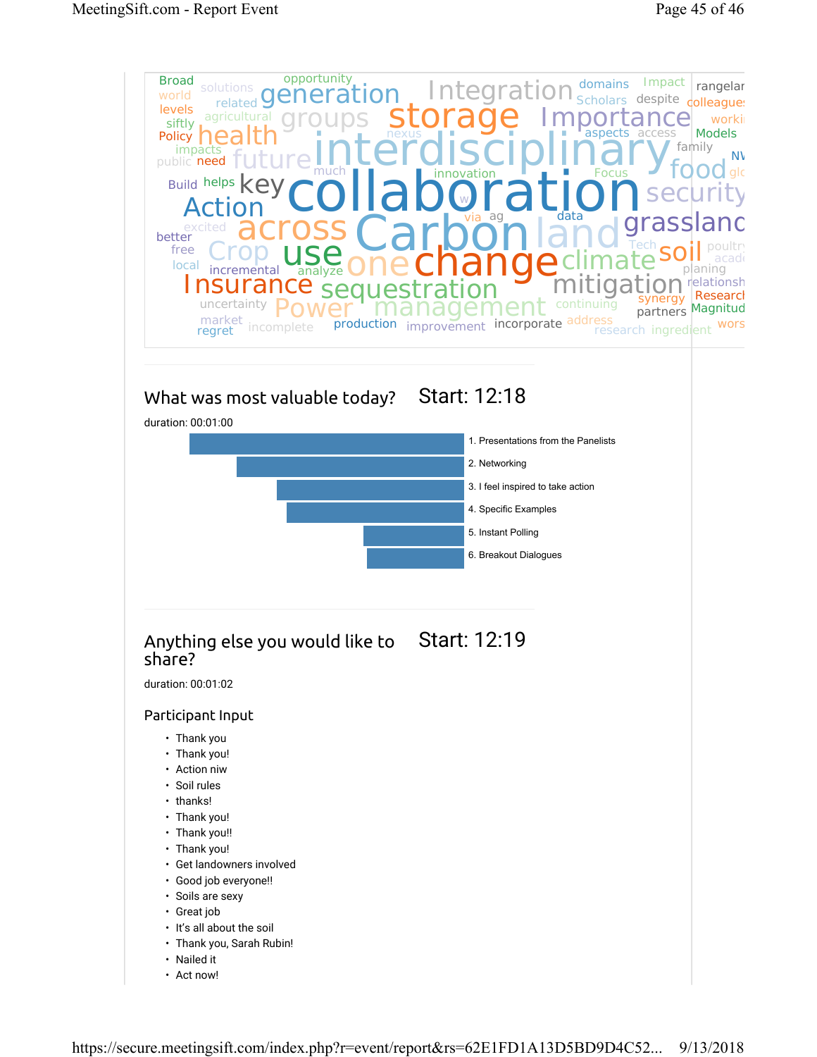## What was most valuable today?

Start: 12:18

duration: 00:01:00

1. Presentations from the Panelists
2. Networking
3. I feel inspired to take action
4. Specific Examples
5. Instant Polling
6. Breakout Dialogues

## Anything else you would like to share?

Start: 12:19

duration: 00:01:02

### Participant Input

- Thank you
- Thank you!
- Action niw
- Soil rules
- thanks!
- Thank you!
- Thank you!!
- Thank you!
- Get landowners involved
- Good job everyone!!
- Soils are sexy
- Great job
- It's all about the soil
- Thank you, Sarah Rubin!
- Nailed it
- Act now!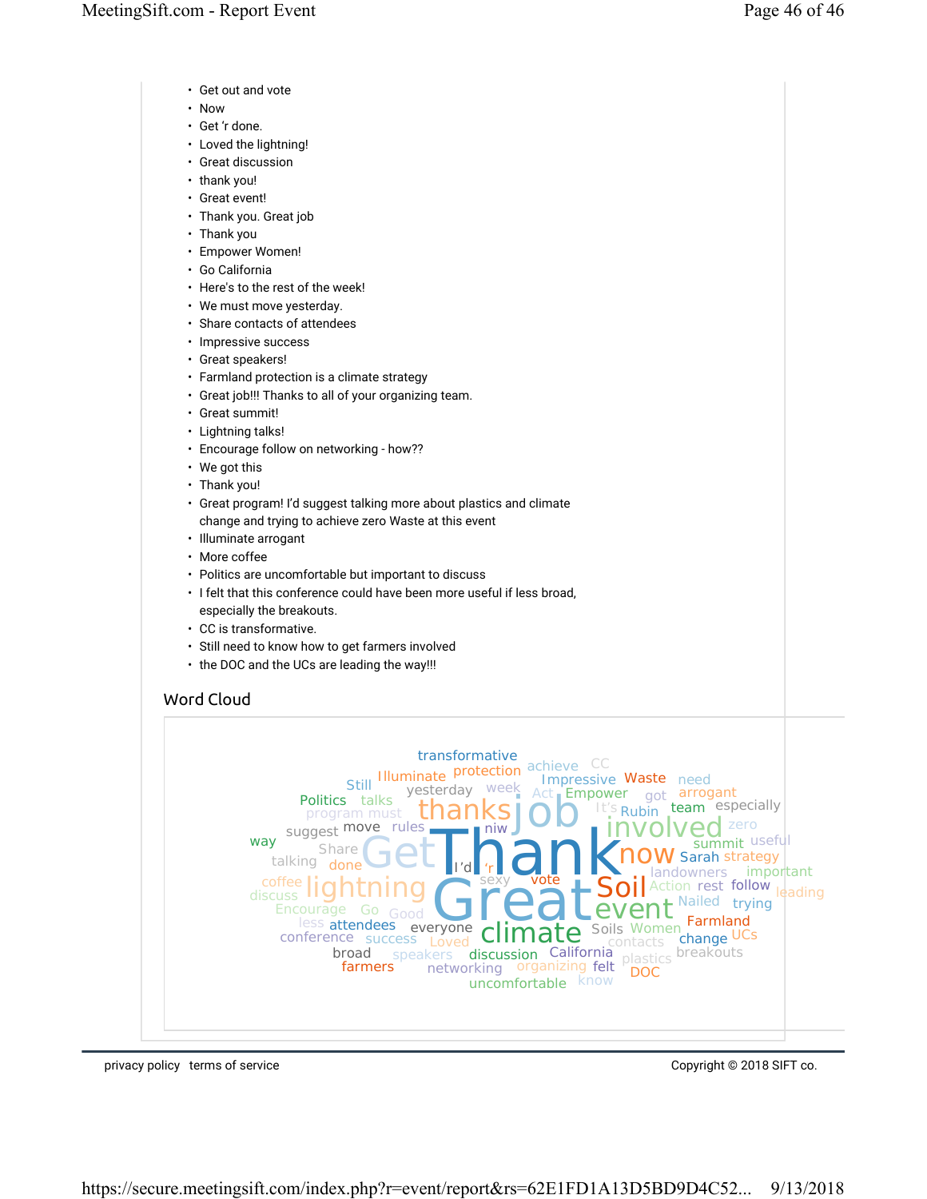- Get out and vote
- Now
- Get 'r done.
- Loved the lightning!
- Great discussion
- thank you!
- Great event!
- Thank you. Great job
- Thank you
- Empower Women!
- Go California
- Here's to the rest of the week!
- We must move yesterday.
- Share contacts of attendees
- Impressive success
- Great speakers!
- Farmland protection is a climate strategy
- Great job!!! Thanks to all of your organizing team.
- Great summit!
- Lightning talks!
- Encourage follow on networking - how??
- We got this
- Thank you!
- Great program! I'd suggest talking more about plastics and climate change and trying to achieve zero Waste at this event
- Illuminate arrogant
- More coffee
- Politics are uncomfortable but important to discuss
- I felt that this conference could have been more useful if less broad, especially the breakouts.
- CC is transformative.
- Still need to know how to get farmers involved
- the DOC and the UCs are leading the way!!!

## Word Cloud

transformative
Illuminate protection achieve CC
Still yesterday week Impressive Waste need
Politics talks Act Empower got arrogant
program must thanks job It's Rubin team especially
suggest move rules niw involved zero
way Share Get Thank now summit useful
talking done I'd 'r Sarah strategy
coffee sexy vote landowners important
discuss lightning Great Soil Action rest follow leading
Encourage Go Good event Nailed trying
less attendees everyone Farmland
conference success Loved climate Soils Women change UCs
broad speakers contacts breakouts
farmers discussion California plastics
networking organizing felt DOC
uncomfortable know